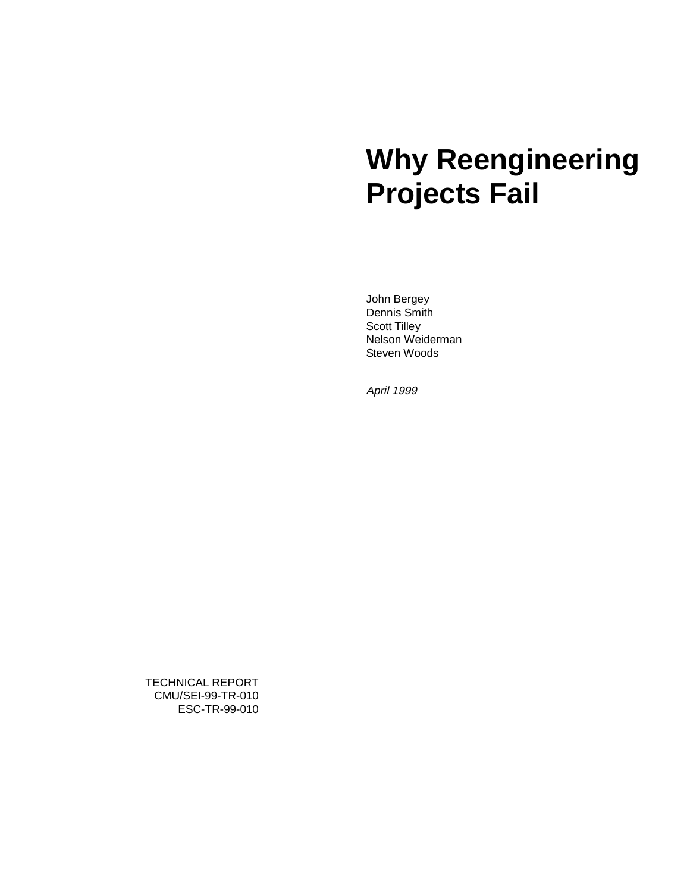# Why Reengineering Projects Fail

John Bergey
Dennis Smith
Scott Tilley
Nelson Weiderman
Steven Woods

*April 1999*

TECHNICAL REPORT
CMU/SEI-99-TR-010
ESC-TR-99-010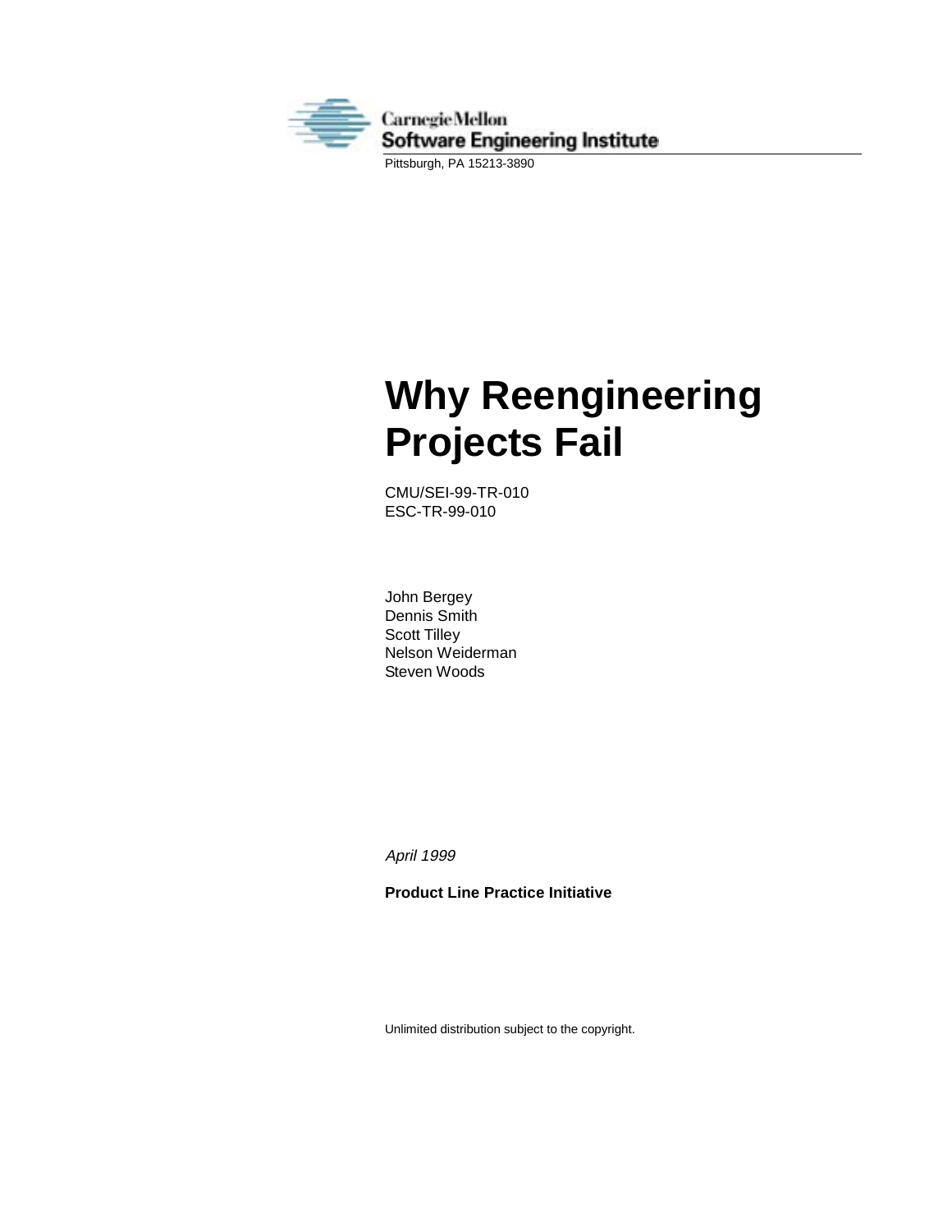Carnegie Mellon
Software Engineering Institute

Pittsburgh, PA 15213-3890

# Why Reengineering Projects Fail

CMU/SEI-99-TR-010
ESC-TR-99-010

John Bergey
Dennis Smith
Scott Tilley
Nelson Weiderman
Steven Woods

*April 1999*

**Product Line Practice Initiative**

Unlimited distribution subject to the copyright.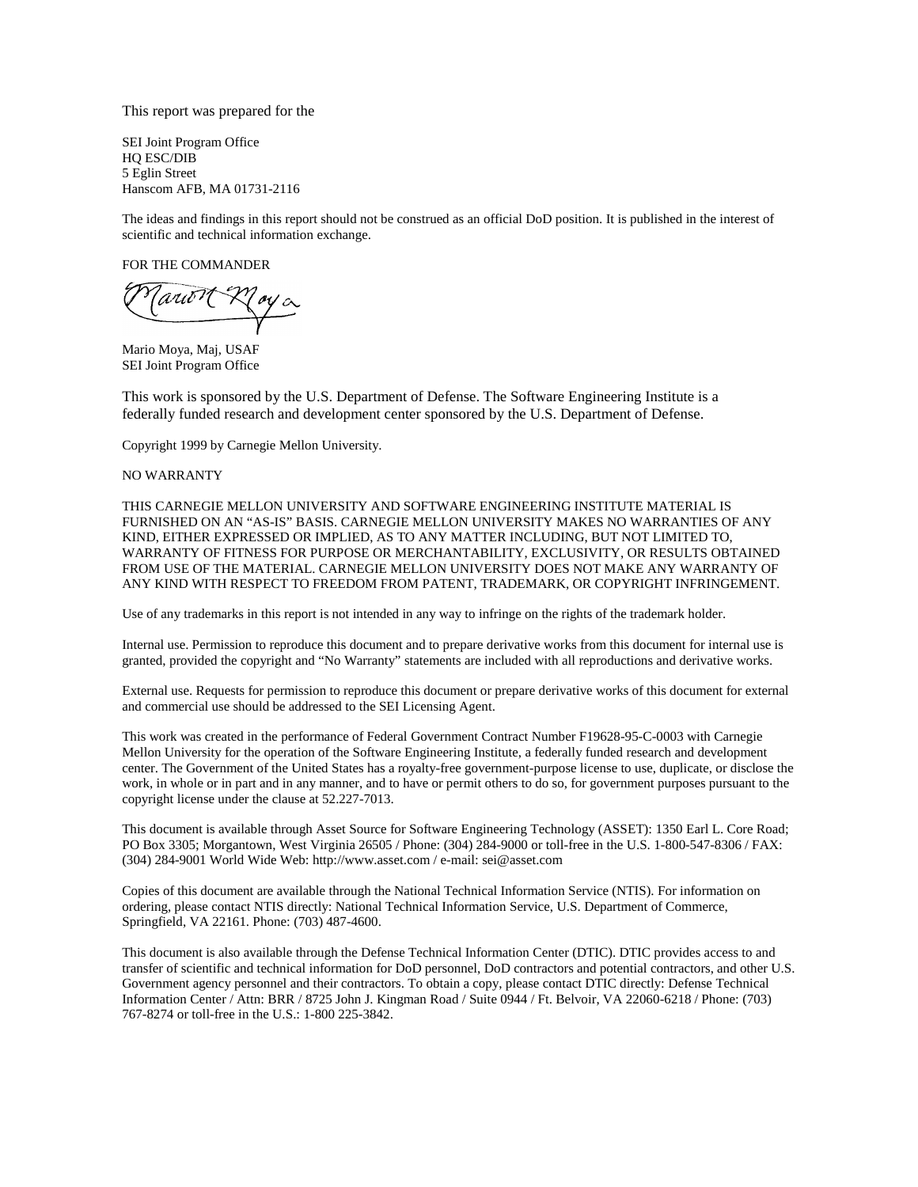This report was prepared for the

SEI Joint Program Office
HQ ESC/DIB
5 Eglin Street
Hanscom AFB, MA 01731-2116

The ideas and findings in this report should not be construed as an official DoD position. It is published in the interest of scientific and technical information exchange.

FOR THE COMMANDER

Mario Moya, Maj, USAF
SEI Joint Program Office

This work is sponsored by the U.S. Department of Defense. The Software Engineering Institute is a federally funded research and development center sponsored by the U.S. Department of Defense.

Copyright 1999 by Carnegie Mellon University.

NO WARRANTY

THIS CARNEGIE MELLON UNIVERSITY AND SOFTWARE ENGINEERING INSTITUTE MATERIAL IS FURNISHED ON AN "AS-IS" BASIS. CARNEGIE MELLON UNIVERSITY MAKES NO WARRANTIES OF ANY KIND, EITHER EXPRESSED OR IMPLIED, AS TO ANY MATTER INCLUDING, BUT NOT LIMITED TO, WARRANTY OF FITNESS FOR PURPOSE OR MERCHANTABILITY, EXCLUSIVITY, OR RESULTS OBTAINED FROM USE OF THE MATERIAL. CARNEGIE MELLON UNIVERSITY DOES NOT MAKE ANY WARRANTY OF ANY KIND WITH RESPECT TO FREEDOM FROM PATENT, TRADEMARK, OR COPYRIGHT INFRINGEMENT.

Use of any trademarks in this report is not intended in any way to infringe on the rights of the trademark holder.

Internal use. Permission to reproduce this document and to prepare derivative works from this document for internal use is granted, provided the copyright and "No Warranty" statements are included with all reproductions and derivative works.

External use. Requests for permission to reproduce this document or prepare derivative works of this document for external and commercial use should be addressed to the SEI Licensing Agent.

This work was created in the performance of Federal Government Contract Number F19628-95-C-0003 with Carnegie Mellon University for the operation of the Software Engineering Institute, a federally funded research and development center. The Government of the United States has a royalty-free government-purpose license to use, duplicate, or disclose the work, in whole or in part and in any manner, and to have or permit others to do so, for government purposes pursuant to the copyright license under the clause at 52.227-7013.

This document is available through Asset Source for Software Engineering Technology (ASSET): 1350 Earl L. Core Road; PO Box 3305; Morgantown, West Virginia 26505 / Phone: (304) 284-9000 or toll-free in the U.S. 1-800-547-8306 / FAX: (304) 284-9001 World Wide Web: http://www.asset.com / e-mail: sei@asset.com

Copies of this document are available through the National Technical Information Service (NTIS). For information on ordering, please contact NTIS directly: National Technical Information Service, U.S. Department of Commerce, Springfield, VA 22161. Phone: (703) 487-4600.

This document is also available through the Defense Technical Information Center (DTIC). DTIC provides access to and transfer of scientific and technical information for DoD personnel, DoD contractors and potential contractors, and other U.S. Government agency personnel and their contractors. To obtain a copy, please contact DTIC directly: Defense Technical Information Center / Attn: BRR / 8725 John J. Kingman Road / Suite 0944 / Ft. Belvoir, VA 22060-6218 / Phone: (703) 767-8274 or toll-free in the U.S.: 1-800 225-3842.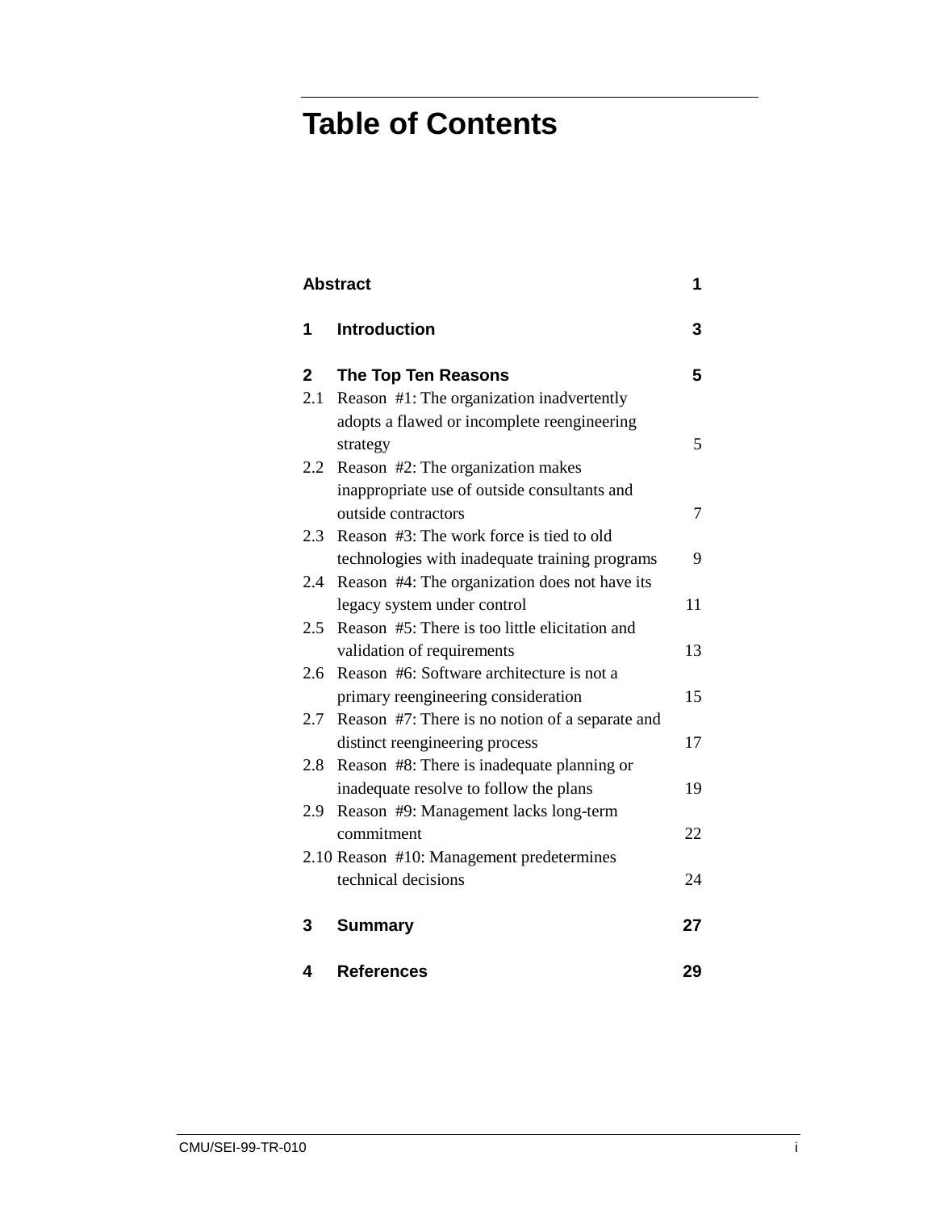# Table of Contents

| | | |
|---|---|---|
| **Abstract** | | **1** |
| **1** | **Introduction** | **3** |
| **2** | **The Top Ten Reasons** | **5** |
| 2.1 | Reason #1: The organization inadvertently adopts a flawed or incomplete reengineering strategy | 5 |
| 2.2 | Reason #2: The organization makes inappropriate use of outside consultants and outside contractors | 7 |
| 2.3 | Reason #3: The work force is tied to old technologies with inadequate training programs | 9 |
| 2.4 | Reason #4: The organization does not have its legacy system under control | 11 |
| 2.5 | Reason #5: There is too little elicitation and validation of requirements | 13 |
| 2.6 | Reason #6: Software architecture is not a primary reengineering consideration | 15 |
| 2.7 | Reason #7: There is no notion of a separate and distinct reengineering process | 17 |
| 2.8 | Reason #8: There is inadequate planning or inadequate resolve to follow the plans | 19 |
| 2.9 | Reason #9: Management lacks long-term commitment | 22 |
| 2.10 | Reason #10: Management predetermines technical decisions | 24 |
| **3** | **Summary** | **27** |
| **4** | **References** | **29** |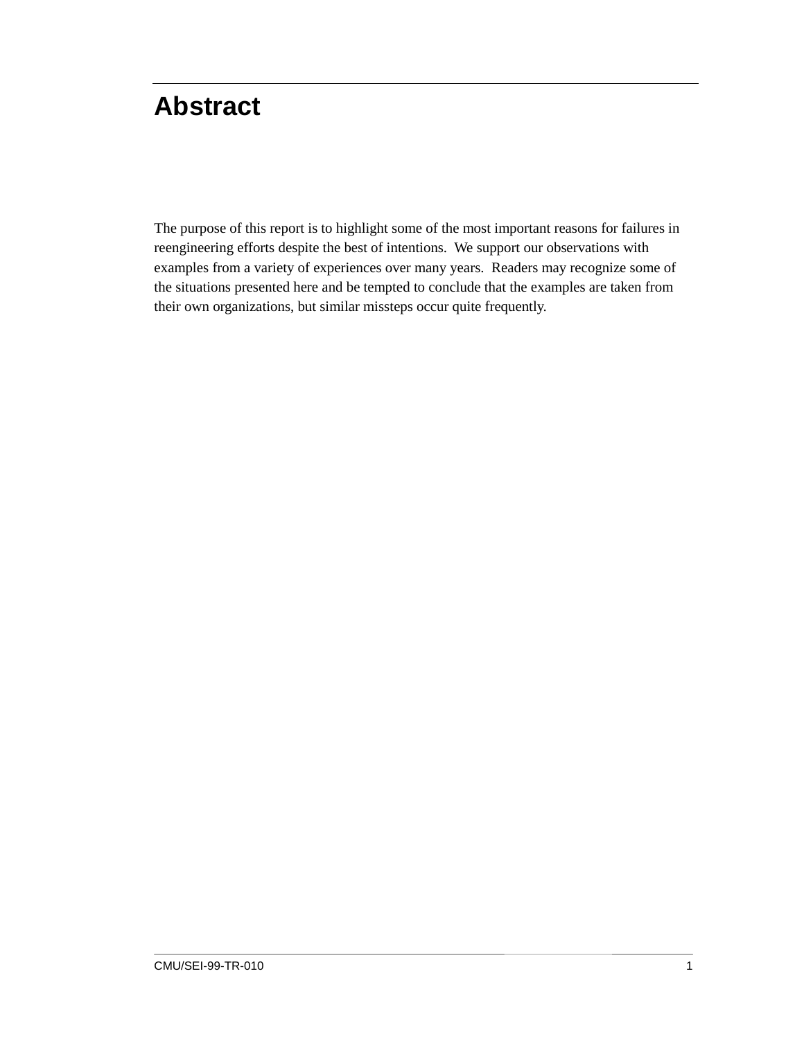# Abstract

The purpose of this report is to highlight some of the most important reasons for failures in reengineering efforts despite the best of intentions. We support our observations with examples from a variety of experiences over many years. Readers may recognize some of the situations presented here and be tempted to conclude that the examples are taken from their own organizations, but similar missteps occur quite frequently.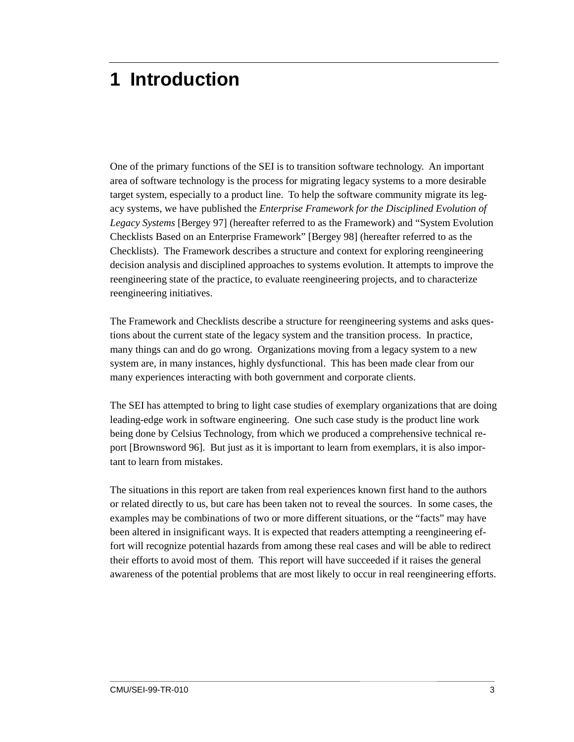# 1 Introduction

One of the primary functions of the SEI is to transition software technology. An important area of software technology is the process for migrating legacy systems to a more desirable target system, especially to a product line. To help the software community migrate its legacy systems, we have published the *Enterprise Framework for the Disciplined Evolution of Legacy Systems* [Bergey 97] (hereafter referred to as the Framework) and “System Evolution Checklists Based on an Enterprise Framework” [Bergey 98] (hereafter referred to as the Checklists). The Framework describes a structure and context for exploring reengineering decision analysis and disciplined approaches to systems evolution. It attempts to improve the reengineering state of the practice, to evaluate reengineering projects, and to characterize reengineering initiatives.

The Framework and Checklists describe a structure for reengineering systems and asks questions about the current state of the legacy system and the transition process. In practice, many things can and do go wrong. Organizations moving from a legacy system to a new system are, in many instances, highly dysfunctional. This has been made clear from our many experiences interacting with both government and corporate clients.

The SEI has attempted to bring to light case studies of exemplary organizations that are doing leading-edge work in software engineering. One such case study is the product line work being done by Celsius Technology, from which we produced a comprehensive technical report [Brownsword 96]. But just as it is important to learn from exemplars, it is also important to learn from mistakes.

The situations in this report are taken from real experiences known first hand to the authors or related directly to us, but care has been taken not to reveal the sources. In some cases, the examples may be combinations of two or more different situations, or the “facts” may have been altered in insignificant ways. It is expected that readers attempting a reengineering effort will recognize potential hazards from among these real cases and will be able to redirect their efforts to avoid most of them. This report will have succeeded if it raises the general awareness of the potential problems that are most likely to occur in real reengineering efforts.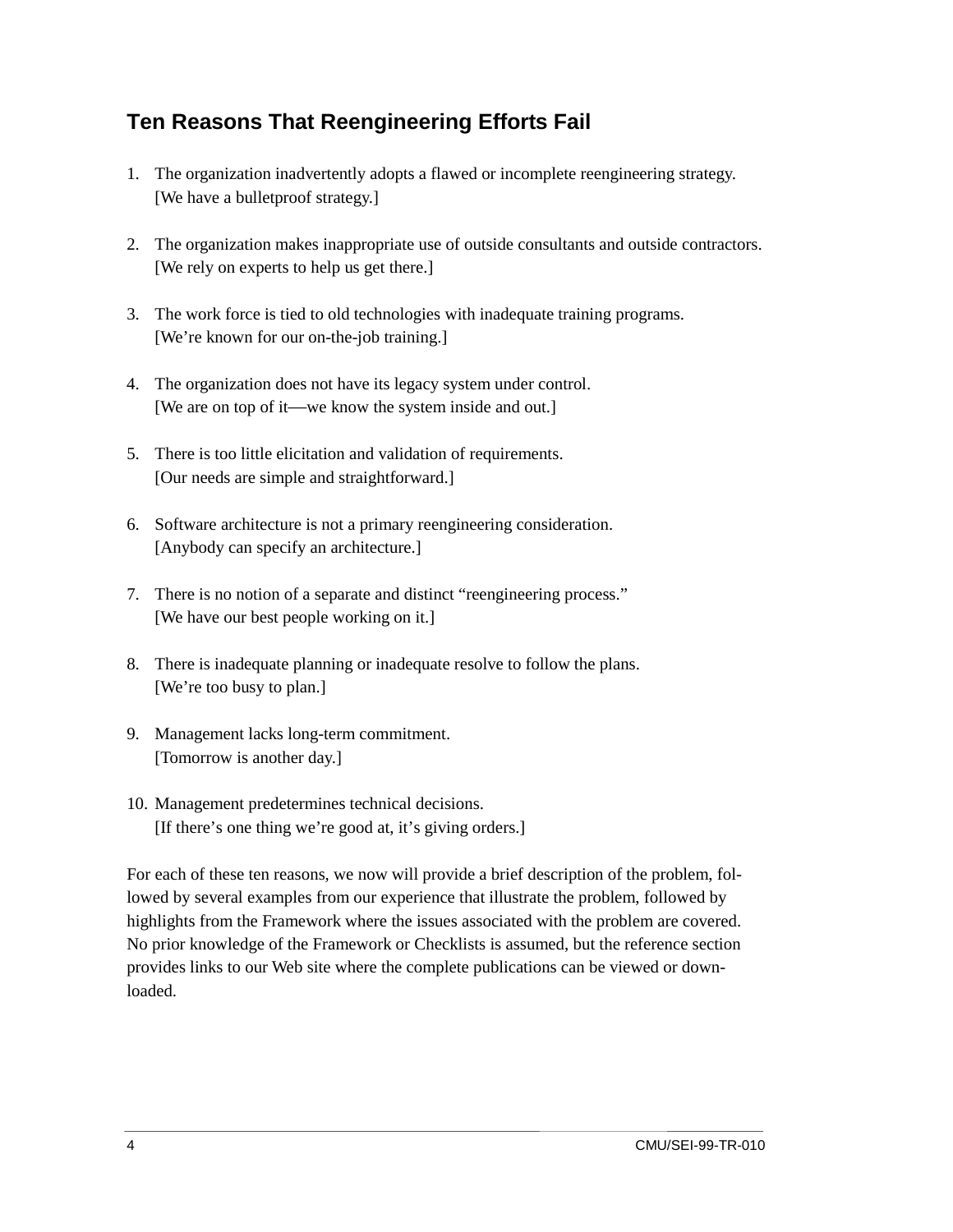## Ten Reasons That Reengineering Efforts Fail

1. The organization inadvertently adopts a flawed or incomplete reengineering strategy.
   [We have a bulletproof strategy.]

2. The organization makes inappropriate use of outside consultants and outside contractors.
   [We rely on experts to help us get there.]

3. The work force is tied to old technologies with inadequate training programs.
   [We're known for our on-the-job training.]

4. The organization does not have its legacy system under control.
   [We are on top of it—we know the system inside and out.]

5. There is too little elicitation and validation of requirements.
   [Our needs are simple and straightforward.]

6. Software architecture is not a primary reengineering consideration.
   [Anybody can specify an architecture.]

7. There is no notion of a separate and distinct "reengineering process."
   [We have our best people working on it.]

8. There is inadequate planning or inadequate resolve to follow the plans.
   [We're too busy to plan.]

9. Management lacks long-term commitment.
   [Tomorrow is another day.]

10. Management predetermines technical decisions.
    [If there's one thing we're good at, it's giving orders.]

For each of these ten reasons, we now will provide a brief description of the problem, followed by several examples from our experience that illustrate the problem, followed by highlights from the Framework where the issues associated with the problem are covered. No prior knowledge of the Framework or Checklists is assumed, but the reference section provides links to our Web site where the complete publications can be viewed or downloaded.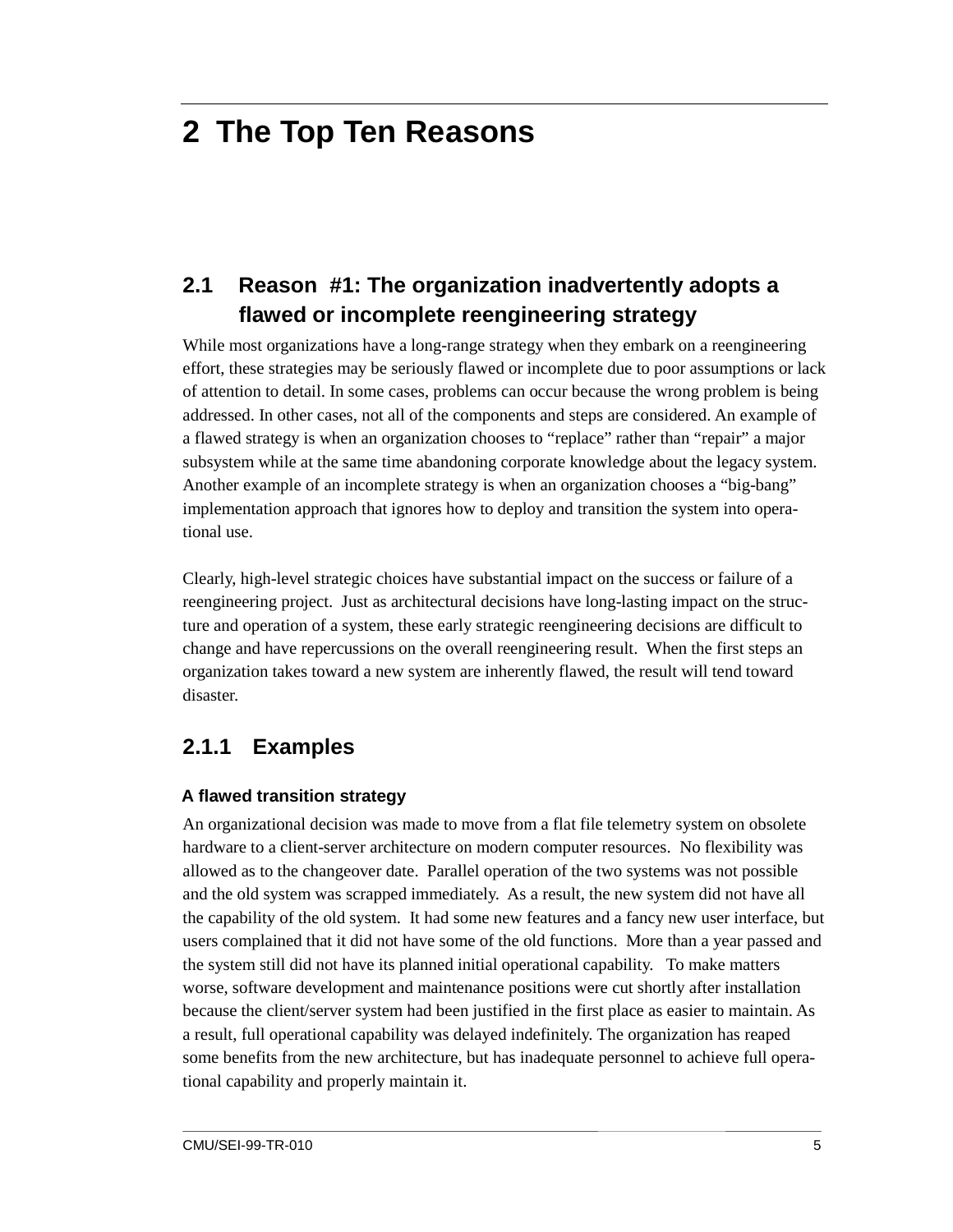# 2 The Top Ten Reasons

## 2.1 Reason #1: The organization inadvertently adopts a flawed or incomplete reengineering strategy

While most organizations have a long-range strategy when they embark on a reengineering effort, these strategies may be seriously flawed or incomplete due to poor assumptions or lack of attention to detail. In some cases, problems can occur because the wrong problem is being addressed. In other cases, not all of the components and steps are considered. An example of a flawed strategy is when an organization chooses to "replace" rather than "repair" a major subsystem while at the same time abandoning corporate knowledge about the legacy system. Another example of an incomplete strategy is when an organization chooses a "big-bang" implementation approach that ignores how to deploy and transition the system into operational use.

Clearly, high-level strategic choices have substantial impact on the success or failure of a reengineering project. Just as architectural decisions have long-lasting impact on the structure and operation of a system, these early strategic reengineering decisions are difficult to change and have repercussions on the overall reengineering result. When the first steps an organization takes toward a new system are inherently flawed, the result will tend toward disaster.

### 2.1.1 Examples

#### A flawed transition strategy

An organizational decision was made to move from a flat file telemetry system on obsolete hardware to a client-server architecture on modern computer resources. No flexibility was allowed as to the changeover date. Parallel operation of the two systems was not possible and the old system was scrapped immediately. As a result, the new system did not have all the capability of the old system. It had some new features and a fancy new user interface, but users complained that it did not have some of the old functions. More than a year passed and the system still did not have its planned initial operational capability. To make matters worse, software development and maintenance positions were cut shortly after installation because the client/server system had been justified in the first place as easier to maintain. As a result, full operational capability was delayed indefinitely. The organization has reaped some benefits from the new architecture, but has inadequate personnel to achieve full operational capability and properly maintain it.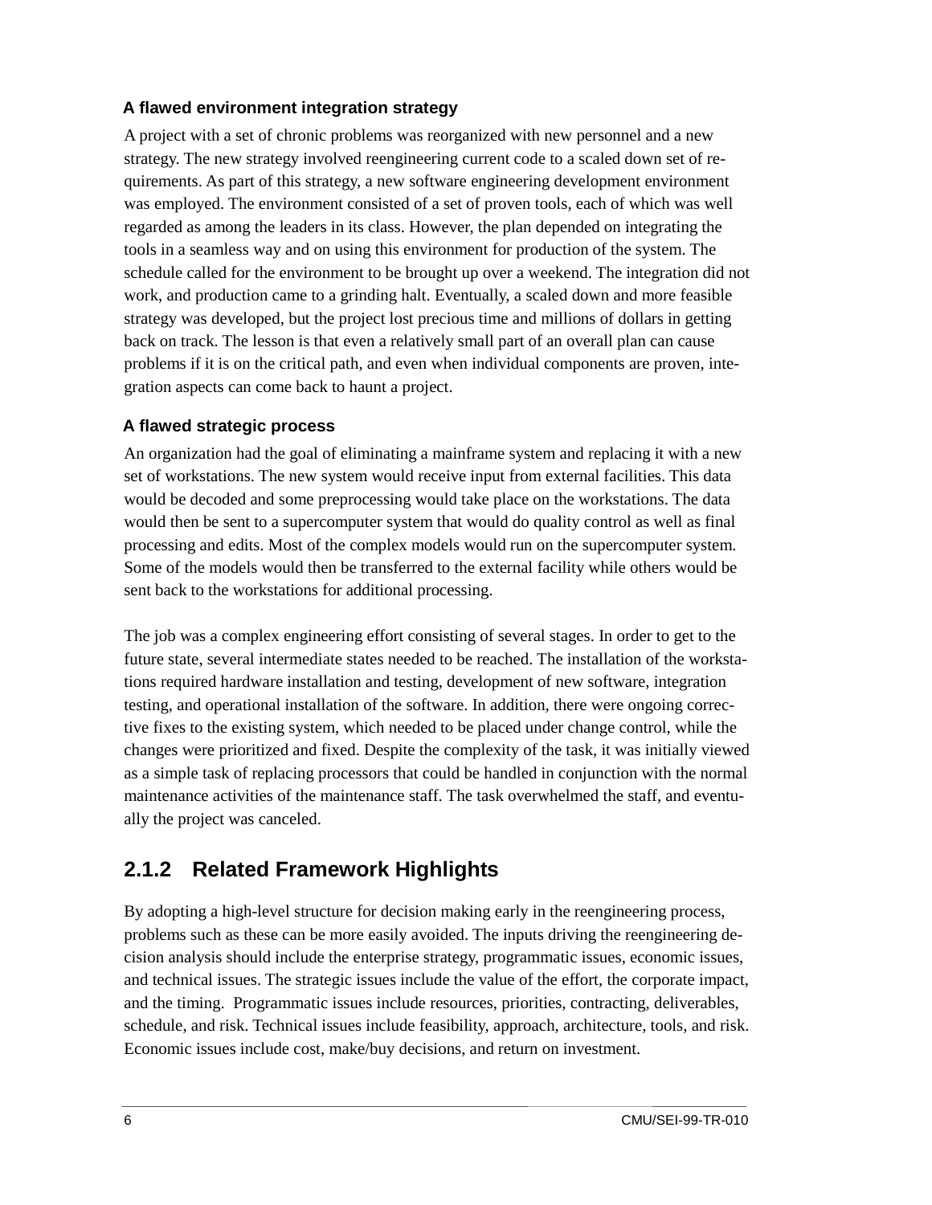#### A flawed environment integration strategy

A project with a set of chronic problems was reorganized with new personnel and a new strategy. The new strategy involved reengineering current code to a scaled down set of requirements. As part of this strategy, a new software engineering development environment was employed. The environment consisted of a set of proven tools, each of which was well regarded as among the leaders in its class. However, the plan depended on integrating the tools in a seamless way and on using this environment for production of the system. The schedule called for the environment to be brought up over a weekend. The integration did not work, and production came to a grinding halt. Eventually, a scaled down and more feasible strategy was developed, but the project lost precious time and millions of dollars in getting back on track. The lesson is that even a relatively small part of an overall plan can cause problems if it is on the critical path, and even when individual components are proven, integration aspects can come back to haunt a project.

#### A flawed strategic process

An organization had the goal of eliminating a mainframe system and replacing it with a new set of workstations. The new system would receive input from external facilities. This data would be decoded and some preprocessing would take place on the workstations. The data would then be sent to a supercomputer system that would do quality control as well as final processing and edits. Most of the complex models would run on the supercomputer system. Some of the models would then be transferred to the external facility while others would be sent back to the workstations for additional processing.

The job was a complex engineering effort consisting of several stages. In order to get to the future state, several intermediate states needed to be reached. The installation of the workstations required hardware installation and testing, development of new software, integration testing, and operational installation of the software. In addition, there were ongoing corrective fixes to the existing system, which needed to be placed under change control, while the changes were prioritized and fixed. Despite the complexity of the task, it was initially viewed as a simple task of replacing processors that could be handled in conjunction with the normal maintenance activities of the maintenance staff. The task overwhelmed the staff, and eventually the project was canceled.

### 2.1.2 Related Framework Highlights

By adopting a high-level structure for decision making early in the reengineering process, problems such as these can be more easily avoided. The inputs driving the reengineering decision analysis should include the enterprise strategy, programmatic issues, economic issues, and technical issues. The strategic issues include the value of the effort, the corporate impact, and the timing. Programmatic issues include resources, priorities, contracting, deliverables, schedule, and risk. Technical issues include feasibility, approach, architecture, tools, and risk. Economic issues include cost, make/buy decisions, and return on investment.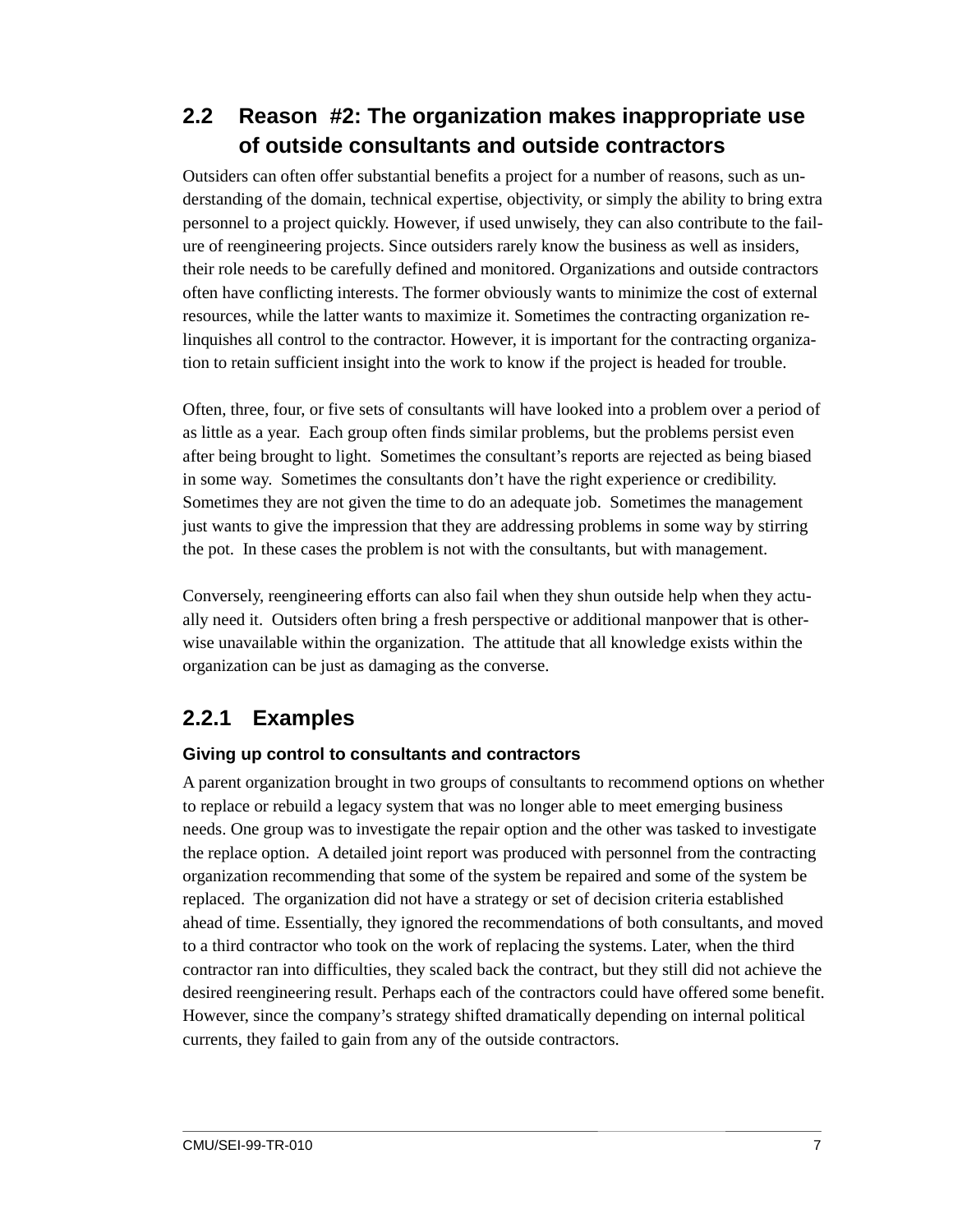## 2.2 Reason #2: The organization makes inappropriate use of outside consultants and outside contractors

Outsiders can often offer substantial benefits a project for a number of reasons, such as understanding of the domain, technical expertise, objectivity, or simply the ability to bring extra personnel to a project quickly. However, if used unwisely, they can also contribute to the failure of reengineering projects. Since outsiders rarely know the business as well as insiders, their role needs to be carefully defined and monitored. Organizations and outside contractors often have conflicting interests. The former obviously wants to minimize the cost of external resources, while the latter wants to maximize it. Sometimes the contracting organization relinquishes all control to the contractor. However, it is important for the contracting organization to retain sufficient insight into the work to know if the project is headed for trouble.

Often, three, four, or five sets of consultants will have looked into a problem over a period of as little as a year. Each group often finds similar problems, but the problems persist even after being brought to light. Sometimes the consultant's reports are rejected as being biased in some way. Sometimes the consultants don't have the right experience or credibility. Sometimes they are not given the time to do an adequate job. Sometimes the management just wants to give the impression that they are addressing problems in some way by stirring the pot. In these cases the problem is not with the consultants, but with management.

Conversely, reengineering efforts can also fail when they shun outside help when they actually need it. Outsiders often bring a fresh perspective or additional manpower that is otherwise unavailable within the organization. The attitude that all knowledge exists within the organization can be just as damaging as the converse.

### 2.2.1 Examples

#### Giving up control to consultants and contractors

A parent organization brought in two groups of consultants to recommend options on whether to replace or rebuild a legacy system that was no longer able to meet emerging business needs. One group was to investigate the repair option and the other was tasked to investigate the replace option. A detailed joint report was produced with personnel from the contracting organization recommending that some of the system be repaired and some of the system be replaced. The organization did not have a strategy or set of decision criteria established ahead of time. Essentially, they ignored the recommendations of both consultants, and moved to a third contractor who took on the work of replacing the systems. Later, when the third contractor ran into difficulties, they scaled back the contract, but they still did not achieve the desired reengineering result. Perhaps each of the contractors could have offered some benefit. However, since the company's strategy shifted dramatically depending on internal political currents, they failed to gain from any of the outside contractors.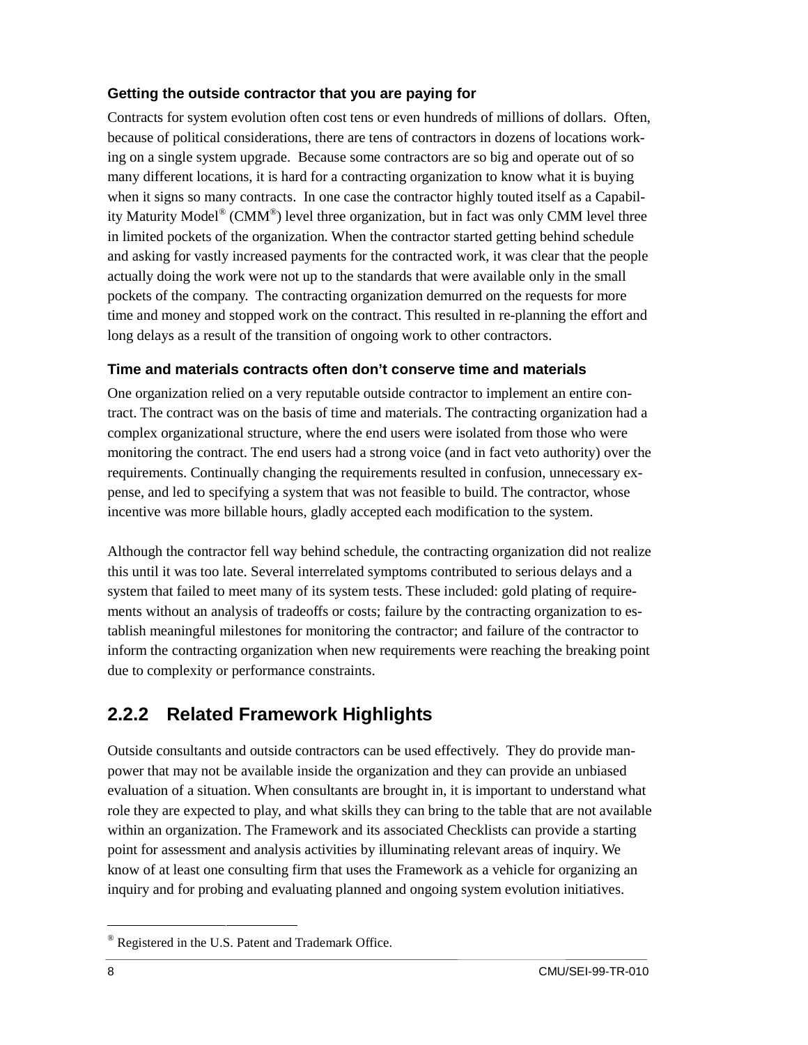**Getting the outside contractor that you are paying for**

Contracts for system evolution often cost tens or even hundreds of millions of dollars. Often, because of political considerations, there are tens of contractors in dozens of locations working on a single system upgrade. Because some contractors are so big and operate out of so many different locations, it is hard for a contracting organization to know what it is buying when it signs so many contracts. In one case the contractor highly touted itself as a Capability Maturity Model® (CMM®) level three organization, but in fact was only CMM level three in limited pockets of the organization. When the contractor started getting behind schedule and asking for vastly increased payments for the contracted work, it was clear that the people actually doing the work were not up to the standards that were available only in the small pockets of the company. The contracting organization demurred on the requests for more time and money and stopped work on the contract. This resulted in re-planning the effort and long delays as a result of the transition of ongoing work to other contractors.

**Time and materials contracts often don't conserve time and materials**

One organization relied on a very reputable outside contractor to implement an entire contract. The contract was on the basis of time and materials. The contracting organization had a complex organizational structure, where the end users were isolated from those who were monitoring the contract. The end users had a strong voice (and in fact veto authority) over the requirements. Continually changing the requirements resulted in confusion, unnecessary expense, and led to specifying a system that was not feasible to build. The contractor, whose incentive was more billable hours, gladly accepted each modification to the system.

Although the contractor fell way behind schedule, the contracting organization did not realize this until it was too late. Several interrelated symptoms contributed to serious delays and a system that failed to meet many of its system tests. These included: gold plating of requirements without an analysis of tradeoffs or costs; failure by the contracting organization to establish meaningful milestones for monitoring the contractor; and failure of the contractor to inform the contracting organization when new requirements were reaching the breaking point due to complexity or performance constraints.

### 2.2.2 Related Framework Highlights

Outside consultants and outside contractors can be used effectively. They do provide manpower that may not be available inside the organization and they can provide an unbiased evaluation of a situation. When consultants are brought in, it is important to understand what role they are expected to play, and what skills they can bring to the table that are not available within an organization. The Framework and its associated Checklists can provide a starting point for assessment and analysis activities by illuminating relevant areas of inquiry. We know of at least one consulting firm that uses the Framework as a vehicle for organizing an inquiry and for probing and evaluating planned and ongoing system evolution initiatives.

---

® Registered in the U.S. Patent and Trademark Office.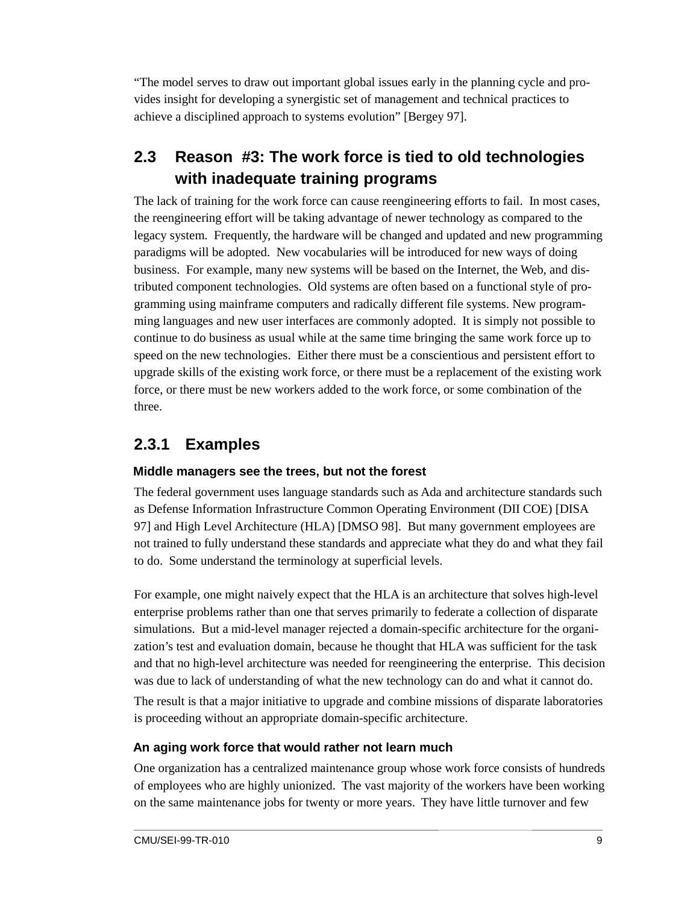"The model serves to draw out important global issues early in the planning cycle and provides insight for developing a synergistic set of management and technical practices to achieve a disciplined approach to systems evolution" [Bergey 97].

## 2.3 Reason #3: The work force is tied to old technologies with inadequate training programs

The lack of training for the work force can cause reengineering efforts to fail. In most cases, the reengineering effort will be taking advantage of newer technology as compared to the legacy system. Frequently, the hardware will be changed and updated and new programming paradigms will be adopted. New vocabularies will be introduced for new ways of doing business. For example, many new systems will be based on the Internet, the Web, and distributed component technologies. Old systems are often based on a functional style of programming using mainframe computers and radically different file systems. New programming languages and new user interfaces are commonly adopted. It is simply not possible to continue to do business as usual while at the same time bringing the same work force up to speed on the new technologies. Either there must be a conscientious and persistent effort to upgrade skills of the existing work force, or there must be a replacement of the existing work force, or there must be new workers added to the work force, or some combination of the three.

### 2.3.1 Examples

**Middle managers see the trees, but not the forest**

The federal government uses language standards such as Ada and architecture standards such as Defense Information Infrastructure Common Operating Environment (DII COE) [DISA 97] and High Level Architecture (HLA) [DMSO 98]. But many government employees are not trained to fully understand these standards and appreciate what they do and what they fail to do. Some understand the terminology at superficial levels.

For example, one might naively expect that the HLA is an architecture that solves high-level enterprise problems rather than one that serves primarily to federate a collection of disparate simulations. But a mid-level manager rejected a domain-specific architecture for the organization's test and evaluation domain, because he thought that HLA was sufficient for the task and that no high-level architecture was needed for reengineering the enterprise. This decision was due to lack of understanding of what the new technology can do and what it cannot do. The result is that a major initiative to upgrade and combine missions of disparate laboratories is proceeding without an appropriate domain-specific architecture.

**An aging work force that would rather not learn much**

One organization has a centralized maintenance group whose work force consists of hundreds of employees who are highly unionized. The vast majority of the workers have been working on the same maintenance jobs for twenty or more years. They have little turnover and few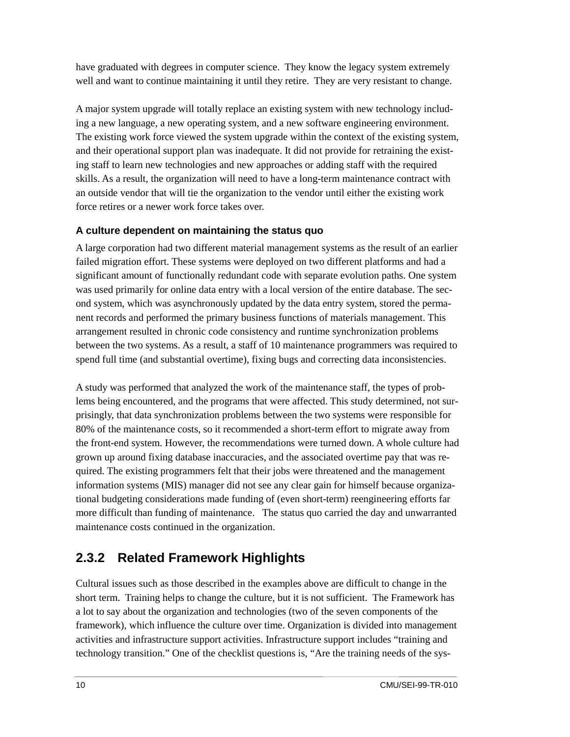have graduated with degrees in computer science. They know the legacy system extremely well and want to continue maintaining it until they retire. They are very resistant to change.

A major system upgrade will totally replace an existing system with new technology including a new language, a new operating system, and a new software engineering environment. The existing work force viewed the system upgrade within the context of the existing system, and their operational support plan was inadequate. It did not provide for retraining the existing staff to learn new technologies and new approaches or adding staff with the required skills. As a result, the organization will need to have a long-term maintenance contract with an outside vendor that will tie the organization to the vendor until either the existing work force retires or a newer work force takes over.

**A culture dependent on maintaining the status quo**

A large corporation had two different material management systems as the result of an earlier failed migration effort. These systems were deployed on two different platforms and had a significant amount of functionally redundant code with separate evolution paths. One system was used primarily for online data entry with a local version of the entire database. The second system, which was asynchronously updated by the data entry system, stored the permanent records and performed the primary business functions of materials management. This arrangement resulted in chronic code consistency and runtime synchronization problems between the two systems. As a result, a staff of 10 maintenance programmers was required to spend full time (and substantial overtime), fixing bugs and correcting data inconsistencies.

A study was performed that analyzed the work of the maintenance staff, the types of problems being encountered, and the programs that were affected. This study determined, not surprisingly, that data synchronization problems between the two systems were responsible for 80% of the maintenance costs, so it recommended a short-term effort to migrate away from the front-end system. However, the recommendations were turned down. A whole culture had grown up around fixing database inaccuracies, and the associated overtime pay that was required. The existing programmers felt that their jobs were threatened and the management information systems (MIS) manager did not see any clear gain for himself because organizational budgeting considerations made funding of (even short-term) reengineering efforts far more difficult than funding of maintenance. The status quo carried the day and unwarranted maintenance costs continued in the organization.

### 2.3.2 Related Framework Highlights

Cultural issues such as those described in the examples above are difficult to change in the short term. Training helps to change the culture, but it is not sufficient. The Framework has a lot to say about the organization and technologies (two of the seven components of the framework), which influence the culture over time. Organization is divided into management activities and infrastructure support activities. Infrastructure support includes "training and technology transition." One of the checklist questions is, "Are the training needs of the sys-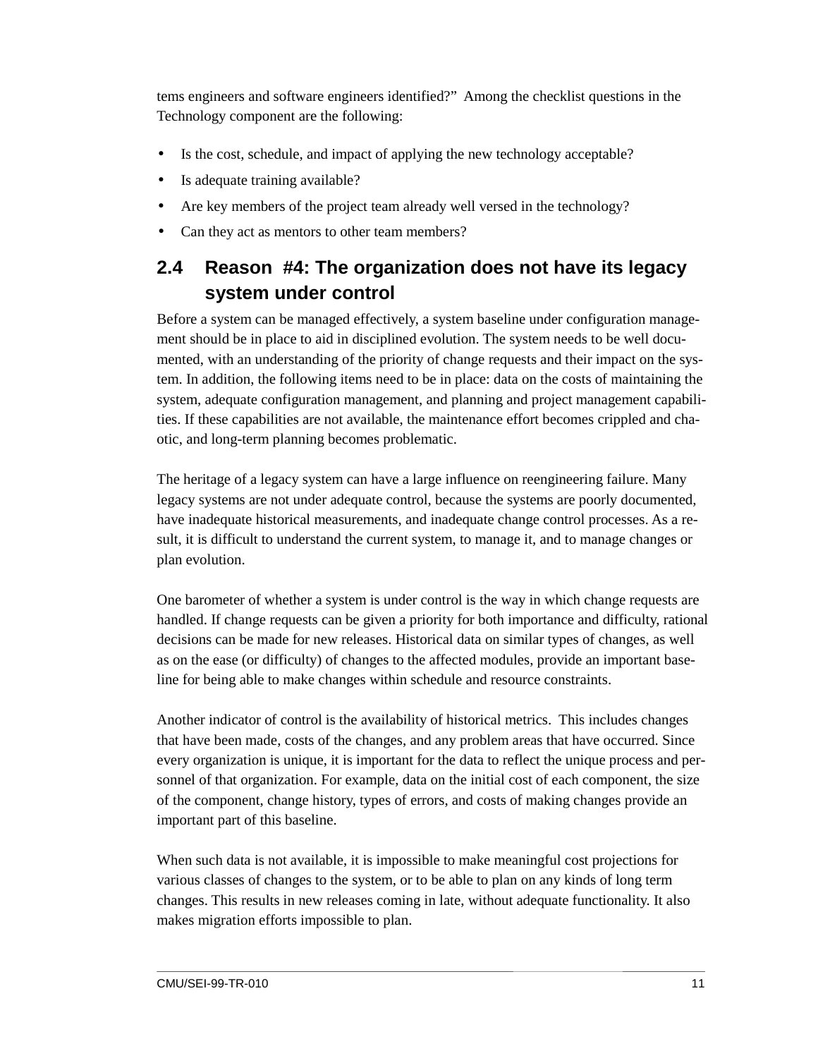tems engineers and software engineers identified?" Among the checklist questions in the Technology component are the following:

- Is the cost, schedule, and impact of applying the new technology acceptable?
- Is adequate training available?
- Are key members of the project team already well versed in the technology?
- Can they act as mentors to other team members?

## 2.4 Reason #4: The organization does not have its legacy system under control

Before a system can be managed effectively, a system baseline under configuration management should be in place to aid in disciplined evolution. The system needs to be well documented, with an understanding of the priority of change requests and their impact on the system. In addition, the following items need to be in place: data on the costs of maintaining the system, adequate configuration management, and planning and project management capabilities. If these capabilities are not available, the maintenance effort becomes crippled and chaotic, and long-term planning becomes problematic.

The heritage of a legacy system can have a large influence on reengineering failure. Many legacy systems are not under adequate control, because the systems are poorly documented, have inadequate historical measurements, and inadequate change control processes. As a result, it is difficult to understand the current system, to manage it, and to manage changes or plan evolution.

One barometer of whether a system is under control is the way in which change requests are handled. If change requests can be given a priority for both importance and difficulty, rational decisions can be made for new releases. Historical data on similar types of changes, as well as on the ease (or difficulty) of changes to the affected modules, provide an important baseline for being able to make changes within schedule and resource constraints.

Another indicator of control is the availability of historical metrics. This includes changes that have been made, costs of the changes, and any problem areas that have occurred. Since every organization is unique, it is important for the data to reflect the unique process and personnel of that organization. For example, data on the initial cost of each component, the size of the component, change history, types of errors, and costs of making changes provide an important part of this baseline.

When such data is not available, it is impossible to make meaningful cost projections for various classes of changes to the system, or to be able to plan on any kinds of long term changes. This results in new releases coming in late, without adequate functionality. It also makes migration efforts impossible to plan.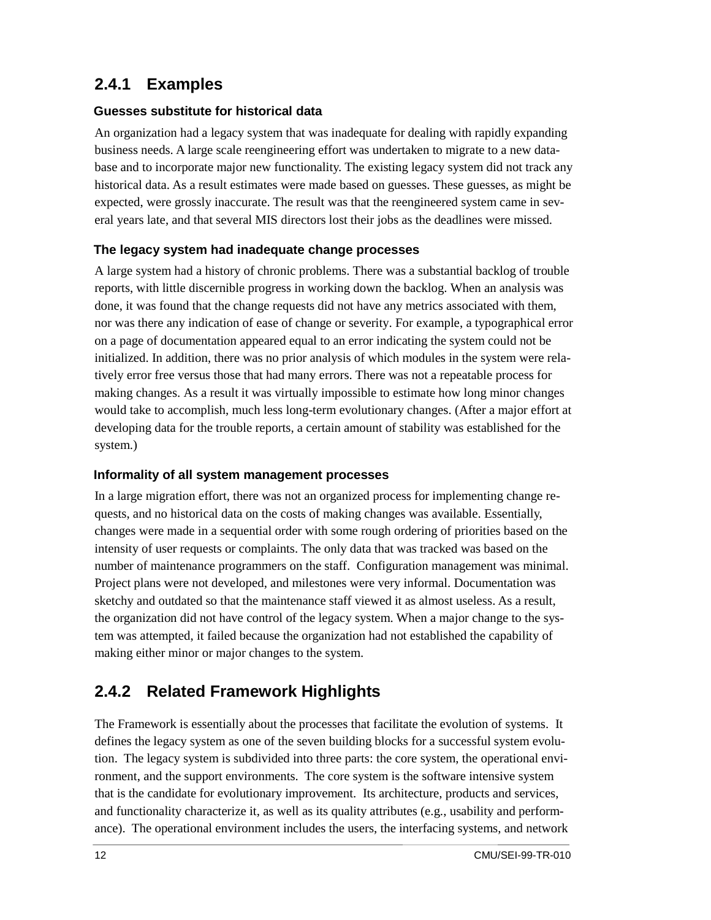### 2.4.1 Examples

#### Guesses substitute for historical data

An organization had a legacy system that was inadequate for dealing with rapidly expanding business needs. A large scale reengineering effort was undertaken to migrate to a new database and to incorporate major new functionality. The existing legacy system did not track any historical data. As a result estimates were made based on guesses. These guesses, as might be expected, were grossly inaccurate. The result was that the reengineered system came in several years late, and that several MIS directors lost their jobs as the deadlines were missed.

#### The legacy system had inadequate change processes

A large system had a history of chronic problems. There was a substantial backlog of trouble reports, with little discernible progress in working down the backlog. When an analysis was done, it was found that the change requests did not have any metrics associated with them, nor was there any indication of ease of change or severity. For example, a typographical error on a page of documentation appeared equal to an error indicating the system could not be initialized. In addition, there was no prior analysis of which modules in the system were relatively error free versus those that had many errors. There was not a repeatable process for making changes. As a result it was virtually impossible to estimate how long minor changes would take to accomplish, much less long-term evolutionary changes. (After a major effort at developing data for the trouble reports, a certain amount of stability was established for the system.)

#### Informality of all system management processes

In a large migration effort, there was not an organized process for implementing change requests, and no historical data on the costs of making changes was available. Essentially, changes were made in a sequential order with some rough ordering of priorities based on the intensity of user requests or complaints. The only data that was tracked was based on the number of maintenance programmers on the staff. Configuration management was minimal. Project plans were not developed, and milestones were very informal. Documentation was sketchy and outdated so that the maintenance staff viewed it as almost useless. As a result, the organization did not have control of the legacy system. When a major change to the system was attempted, it failed because the organization had not established the capability of making either minor or major changes to the system.

### 2.4.2 Related Framework Highlights

The Framework is essentially about the processes that facilitate the evolution of systems. It defines the legacy system as one of the seven building blocks for a successful system evolution. The legacy system is subdivided into three parts: the core system, the operational environment, and the support environments. The core system is the software intensive system that is the candidate for evolutionary improvement. Its architecture, products and services, and functionality characterize it, as well as its quality attributes (e.g., usability and performance). The operational environment includes the users, the interfacing systems, and network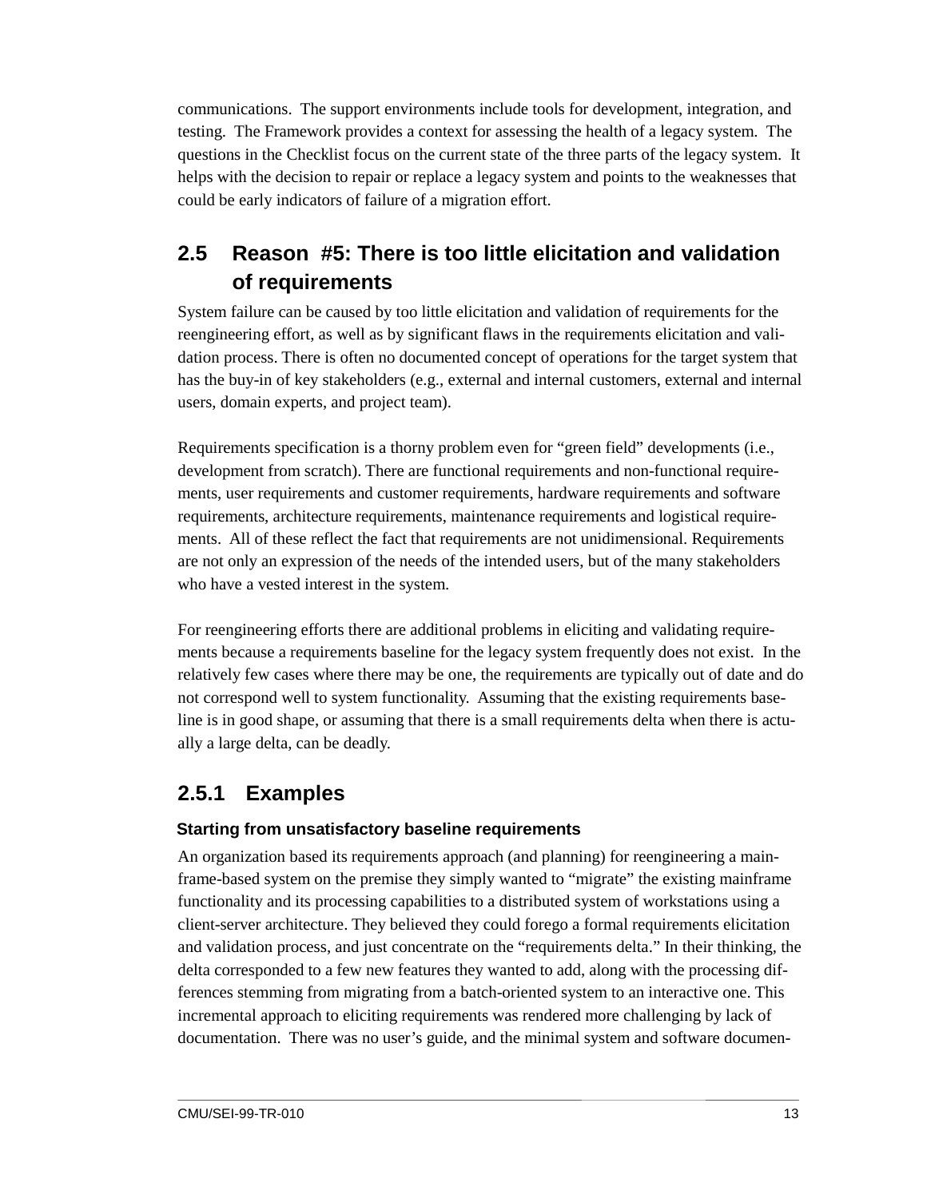communications. The support environments include tools for development, integration, and testing. The Framework provides a context for assessing the health of a legacy system. The questions in the Checklist focus on the current state of the three parts of the legacy system. It helps with the decision to repair or replace a legacy system and points to the weaknesses that could be early indicators of failure of a migration effort.

## 2.5 Reason #5: There is too little elicitation and validation of requirements

System failure can be caused by too little elicitation and validation of requirements for the reengineering effort, as well as by significant flaws in the requirements elicitation and validation process. There is often no documented concept of operations for the target system that has the buy-in of key stakeholders (e.g., external and internal customers, external and internal users, domain experts, and project team).

Requirements specification is a thorny problem even for "green field" developments (i.e., development from scratch). There are functional requirements and non-functional requirements, user requirements and customer requirements, hardware requirements and software requirements, architecture requirements, maintenance requirements and logistical requirements. All of these reflect the fact that requirements are not unidimensional. Requirements are not only an expression of the needs of the intended users, but of the many stakeholders who have a vested interest in the system.

For reengineering efforts there are additional problems in eliciting and validating requirements because a requirements baseline for the legacy system frequently does not exist. In the relatively few cases where there may be one, the requirements are typically out of date and do not correspond well to system functionality. Assuming that the existing requirements baseline is in good shape, or assuming that there is a small requirements delta when there is actually a large delta, can be deadly.

### 2.5.1 Examples

#### Starting from unsatisfactory baseline requirements

An organization based its requirements approach (and planning) for reengineering a mainframe-based system on the premise they simply wanted to "migrate" the existing mainframe functionality and its processing capabilities to a distributed system of workstations using a client-server architecture. They believed they could forego a formal requirements elicitation and validation process, and just concentrate on the "requirements delta." In their thinking, the delta corresponded to a few new features they wanted to add, along with the processing differences stemming from migrating from a batch-oriented system to an interactive one. This incremental approach to eliciting requirements was rendered more challenging by lack of documentation. There was no user's guide, and the minimal system and software documen-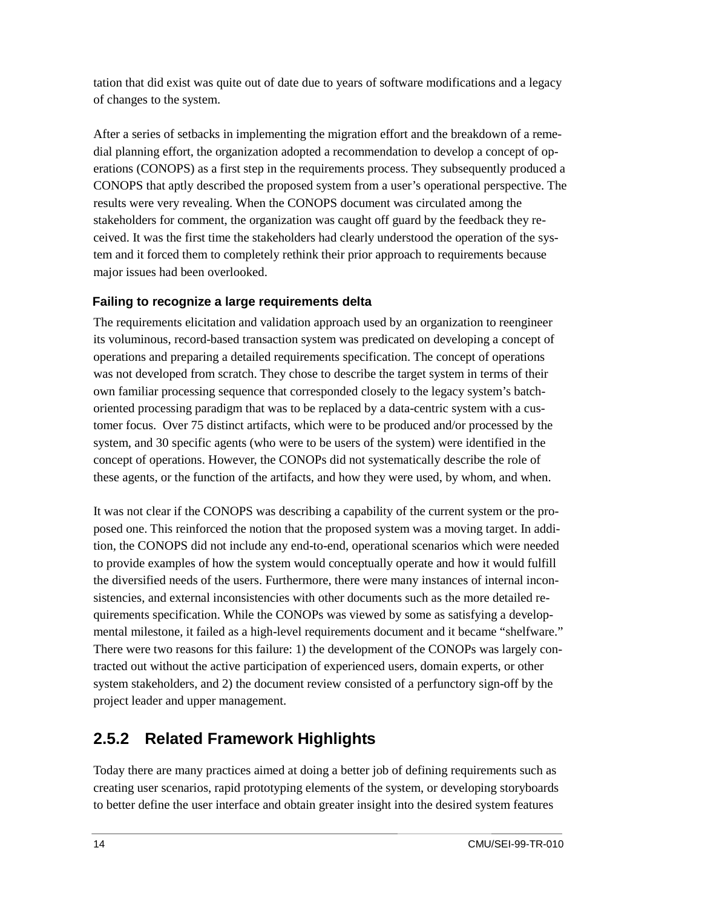tation that did exist was quite out of date due to years of software modifications and a legacy of changes to the system.

After a series of setbacks in implementing the migration effort and the breakdown of a remedial planning effort, the organization adopted a recommendation to develop a concept of operations (CONOPS) as a first step in the requirements process. They subsequently produced a CONOPS that aptly described the proposed system from a user's operational perspective. The results were very revealing. When the CONOPS document was circulated among the stakeholders for comment, the organization was caught off guard by the feedback they received. It was the first time the stakeholders had clearly understood the operation of the system and it forced them to completely rethink their prior approach to requirements because major issues had been overlooked.

#### Failing to recognize a large requirements delta

The requirements elicitation and validation approach used by an organization to reengineer its voluminous, record-based transaction system was predicated on developing a concept of operations and preparing a detailed requirements specification. The concept of operations was not developed from scratch. They chose to describe the target system in terms of their own familiar processing sequence that corresponded closely to the legacy system's batch-oriented processing paradigm that was to be replaced by a data-centric system with a customer focus. Over 75 distinct artifacts, which were to be produced and/or processed by the system, and 30 specific agents (who were to be users of the system) were identified in the concept of operations. However, the CONOPs did not systematically describe the role of these agents, or the function of the artifacts, and how they were used, by whom, and when.

It was not clear if the CONOPS was describing a capability of the current system or the proposed one. This reinforced the notion that the proposed system was a moving target. In addition, the CONOPS did not include any end-to-end, operational scenarios which were needed to provide examples of how the system would conceptually operate and how it would fulfill the diversified needs of the users. Furthermore, there were many instances of internal inconsistencies, and external inconsistencies with other documents such as the more detailed requirements specification. While the CONOPs was viewed by some as satisfying a developmental milestone, it failed as a high-level requirements document and it became "shelfware." There were two reasons for this failure: 1) the development of the CONOPs was largely contracted out without the active participation of experienced users, domain experts, or other system stakeholders, and 2) the document review consisted of a perfunctory sign-off by the project leader and upper management.

### 2.5.2 Related Framework Highlights

Today there are many practices aimed at doing a better job of defining requirements such as creating user scenarios, rapid prototyping elements of the system, or developing storyboards to better define the user interface and obtain greater insight into the desired system features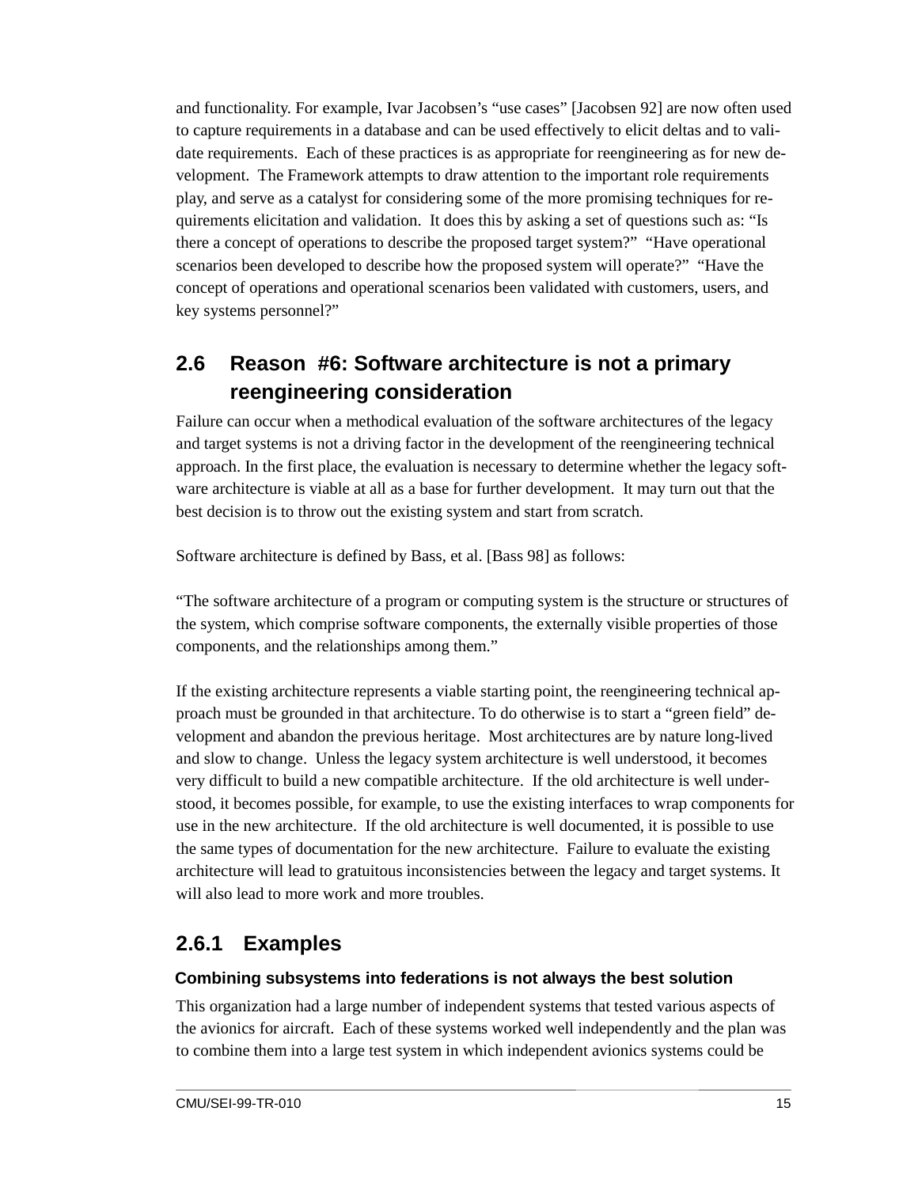and functionality. For example, Ivar Jacobsen's "use cases" [Jacobsen 92] are now often used to capture requirements in a database and can be used effectively to elicit deltas and to validate requirements. Each of these practices is as appropriate for reengineering as for new development. The Framework attempts to draw attention to the important role requirements play, and serve as a catalyst for considering some of the more promising techniques for requirements elicitation and validation. It does this by asking a set of questions such as: "Is there a concept of operations to describe the proposed target system?" "Have operational scenarios been developed to describe how the proposed system will operate?" "Have the concept of operations and operational scenarios been validated with customers, users, and key systems personnel?"

## 2.6 Reason #6: Software architecture is not a primary reengineering consideration

Failure can occur when a methodical evaluation of the software architectures of the legacy and target systems is not a driving factor in the development of the reengineering technical approach. In the first place, the evaluation is necessary to determine whether the legacy software architecture is viable at all as a base for further development. It may turn out that the best decision is to throw out the existing system and start from scratch.

Software architecture is defined by Bass, et al. [Bass 98] as follows:

"The software architecture of a program or computing system is the structure or structures of the system, which comprise software components, the externally visible properties of those components, and the relationships among them."

If the existing architecture represents a viable starting point, the reengineering technical approach must be grounded in that architecture. To do otherwise is to start a "green field" development and abandon the previous heritage. Most architectures are by nature long-lived and slow to change. Unless the legacy system architecture is well understood, it becomes very difficult to build a new compatible architecture. If the old architecture is well understood, it becomes possible, for example, to use the existing interfaces to wrap components for use in the new architecture. If the old architecture is well documented, it is possible to use the same types of documentation for the new architecture. Failure to evaluate the existing architecture will lead to gratuitous inconsistencies between the legacy and target systems. It will also lead to more work and more troubles.

### 2.6.1 Examples

#### Combining subsystems into federations is not always the best solution

This organization had a large number of independent systems that tested various aspects of the avionics for aircraft. Each of these systems worked well independently and the plan was to combine them into a large test system in which independent avionics systems could be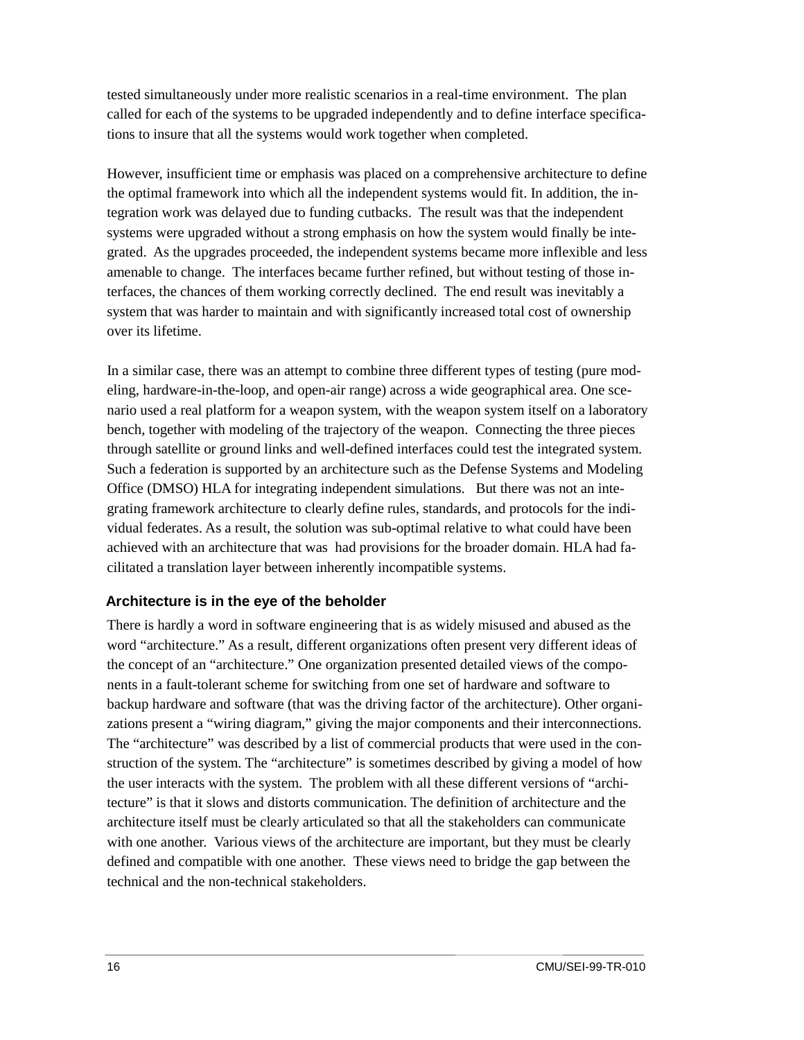tested simultaneously under more realistic scenarios in a real-time environment. The plan called for each of the systems to be upgraded independently and to define interface specifications to insure that all the systems would work together when completed.

However, insufficient time or emphasis was placed on a comprehensive architecture to define the optimal framework into which all the independent systems would fit. In addition, the integration work was delayed due to funding cutbacks. The result was that the independent systems were upgraded without a strong emphasis on how the system would finally be integrated. As the upgrades proceeded, the independent systems became more inflexible and less amenable to change. The interfaces became further refined, but without testing of those interfaces, the chances of them working correctly declined. The end result was inevitably a system that was harder to maintain and with significantly increased total cost of ownership over its lifetime.

In a similar case, there was an attempt to combine three different types of testing (pure modeling, hardware-in-the-loop, and open-air range) across a wide geographical area. One scenario used a real platform for a weapon system, with the weapon system itself on a laboratory bench, together with modeling of the trajectory of the weapon. Connecting the three pieces through satellite or ground links and well-defined interfaces could test the integrated system. Such a federation is supported by an architecture such as the Defense Systems and Modeling Office (DMSO) HLA for integrating independent simulations. But there was not an integrating framework architecture to clearly define rules, standards, and protocols for the individual federates. As a result, the solution was sub-optimal relative to what could have been achieved with an architecture that was had provisions for the broader domain. HLA had facilitated a translation layer between inherently incompatible systems.

### Architecture is in the eye of the beholder

There is hardly a word in software engineering that is as widely misused and abused as the word "architecture." As a result, different organizations often present very different ideas of the concept of an "architecture." One organization presented detailed views of the components in a fault-tolerant scheme for switching from one set of hardware and software to backup hardware and software (that was the driving factor of the architecture). Other organizations present a "wiring diagram," giving the major components and their interconnections. The "architecture" was described by a list of commercial products that were used in the construction of the system. The "architecture" is sometimes described by giving a model of how the user interacts with the system. The problem with all these different versions of "architecture" is that it slows and distorts communication. The definition of architecture and the architecture itself must be clearly articulated so that all the stakeholders can communicate with one another. Various views of the architecture are important, but they must be clearly defined and compatible with one another. These views need to bridge the gap between the technical and the non-technical stakeholders.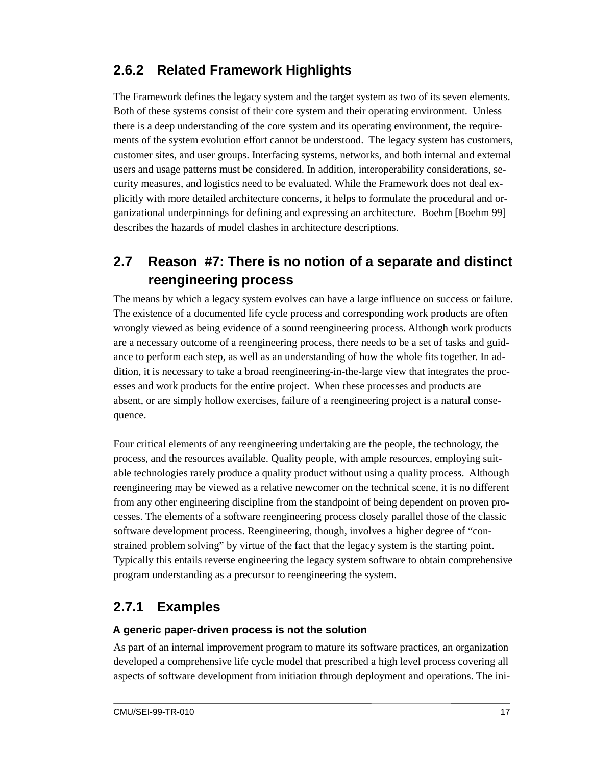### 2.6.2 Related Framework Highlights

The Framework defines the legacy system and the target system as two of its seven elements. Both of these systems consist of their core system and their operating environment. Unless there is a deep understanding of the core system and its operating environment, the requirements of the system evolution effort cannot be understood. The legacy system has customers, customer sites, and user groups. Interfacing systems, networks, and both internal and external users and usage patterns must be considered. In addition, interoperability considerations, security measures, and logistics need to be evaluated. While the Framework does not deal explicitly with more detailed architecture concerns, it helps to formulate the procedural and organizational underpinnings for defining and expressing an architecture. Boehm [Boehm 99] describes the hazards of model clashes in architecture descriptions.

## 2.7 Reason #7: There is no notion of a separate and distinct reengineering process

The means by which a legacy system evolves can have a large influence on success or failure. The existence of a documented life cycle process and corresponding work products are often wrongly viewed as being evidence of a sound reengineering process. Although work products are a necessary outcome of a reengineering process, there needs to be a set of tasks and guidance to perform each step, as well as an understanding of how the whole fits together. In addition, it is necessary to take a broad reengineering-in-the-large view that integrates the processes and work products for the entire project. When these processes and products are absent, or are simply hollow exercises, failure of a reengineering project is a natural consequence.

Four critical elements of any reengineering undertaking are the people, the technology, the process, and the resources available. Quality people, with ample resources, employing suitable technologies rarely produce a quality product without using a quality process. Although reengineering may be viewed as a relative newcomer on the technical scene, it is no different from any other engineering discipline from the standpoint of being dependent on proven processes. The elements of a software reengineering process closely parallel those of the classic software development process. Reengineering, though, involves a higher degree of "constrained problem solving" by virtue of the fact that the legacy system is the starting point. Typically this entails reverse engineering the legacy system software to obtain comprehensive program understanding as a precursor to reengineering the system.

### 2.7.1 Examples

#### A generic paper-driven process is not the solution

As part of an internal improvement program to mature its software practices, an organization developed a comprehensive life cycle model that prescribed a high level process covering all aspects of software development from initiation through deployment and operations. The ini-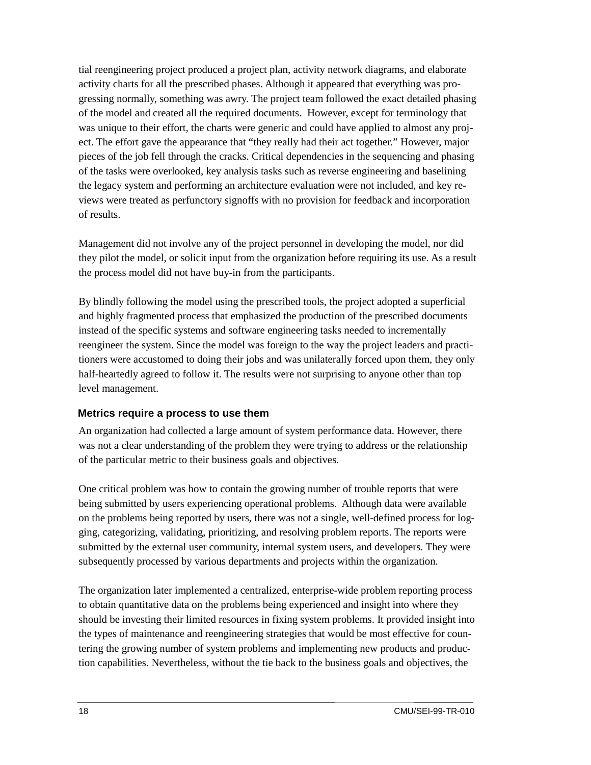tial reengineering project produced a project plan, activity network diagrams, and elaborate activity charts for all the prescribed phases. Although it appeared that everything was progressing normally, something was awry. The project team followed the exact detailed phasing of the model and created all the required documents. However, except for terminology that was unique to their effort, the charts were generic and could have applied to almost any project. The effort gave the appearance that "they really had their act together." However, major pieces of the job fell through the cracks. Critical dependencies in the sequencing and phasing of the tasks were overlooked, key analysis tasks such as reverse engineering and baselining the legacy system and performing an architecture evaluation were not included, and key reviews were treated as perfunctory signoffs with no provision for feedback and incorporation of results.

Management did not involve any of the project personnel in developing the model, nor did they pilot the model, or solicit input from the organization before requiring its use. As a result the process model did not have buy-in from the participants.

By blindly following the model using the prescribed tools, the project adopted a superficial and highly fragmented process that emphasized the production of the prescribed documents instead of the specific systems and software engineering tasks needed to incrementally reengineer the system. Since the model was foreign to the way the project leaders and practitioners were accustomed to doing their jobs and was unilaterally forced upon them, they only half-heartedly agreed to follow it. The results were not surprising to anyone other than top level management.

### Metrics require a process to use them

An organization had collected a large amount of system performance data. However, there was not a clear understanding of the problem they were trying to address or the relationship of the particular metric to their business goals and objectives.

One critical problem was how to contain the growing number of trouble reports that were being submitted by users experiencing operational problems. Although data were available on the problems being reported by users, there was not a single, well-defined process for logging, categorizing, validating, prioritizing, and resolving problem reports. The reports were submitted by the external user community, internal system users, and developers. They were subsequently processed by various departments and projects within the organization.

The organization later implemented a centralized, enterprise-wide problem reporting process to obtain quantitative data on the problems being experienced and insight into where they should be investing their limited resources in fixing system problems. It provided insight into the types of maintenance and reengineering strategies that would be most effective for countering the growing number of system problems and implementing new products and production capabilities. Nevertheless, without the tie back to the business goals and objectives, the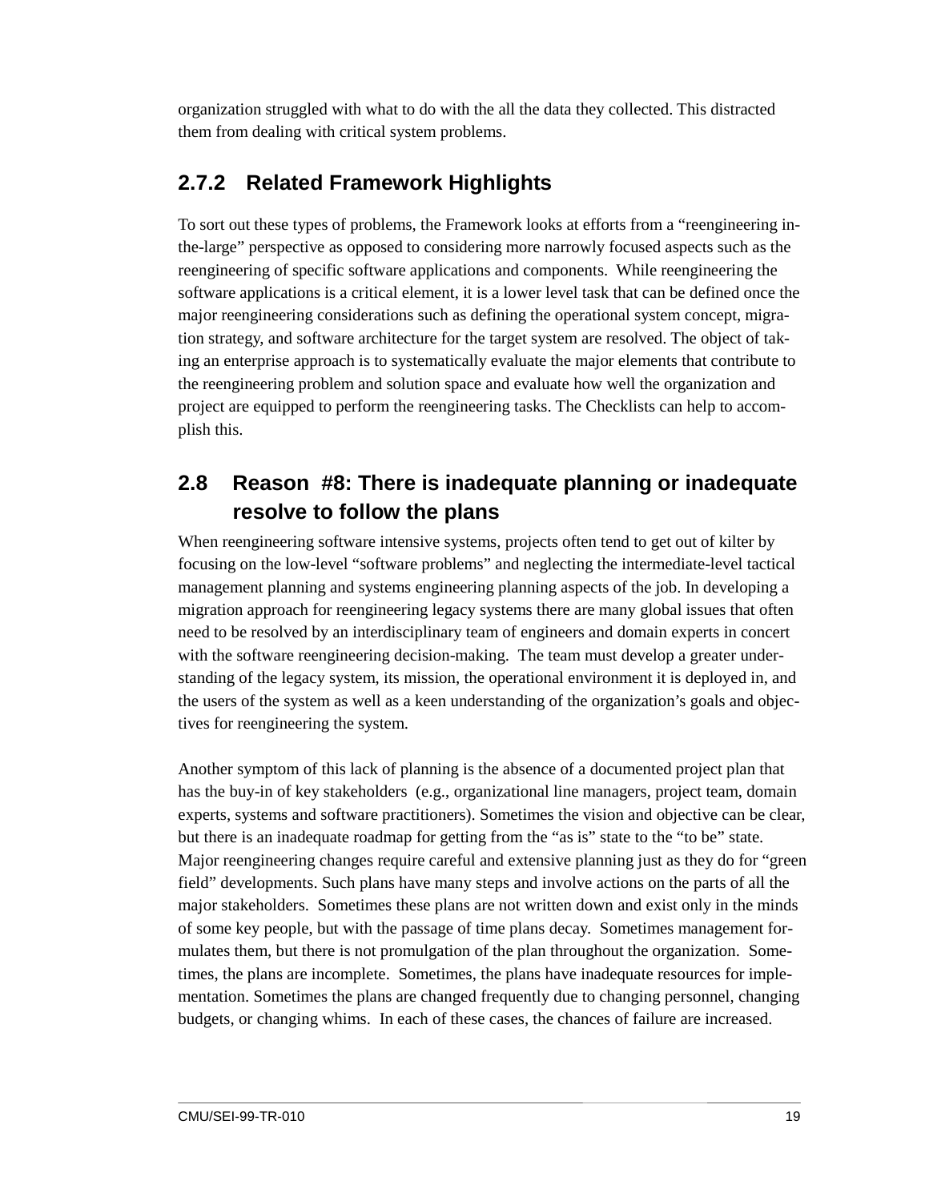organization struggled with what to do with the all the data they collected. This distracted them from dealing with critical system problems.

### 2.7.2 Related Framework Highlights

To sort out these types of problems, the Framework looks at efforts from a "reengineering in-the-large" perspective as opposed to considering more narrowly focused aspects such as the reengineering of specific software applications and components. While reengineering the software applications is a critical element, it is a lower level task that can be defined once the major reengineering considerations such as defining the operational system concept, migration strategy, and software architecture for the target system are resolved. The object of taking an enterprise approach is to systematically evaluate the major elements that contribute to the reengineering problem and solution space and evaluate how well the organization and project are equipped to perform the reengineering tasks. The Checklists can help to accomplish this.

## 2.8 Reason #8: There is inadequate planning or inadequate resolve to follow the plans

When reengineering software intensive systems, projects often tend to get out of kilter by focusing on the low-level "software problems" and neglecting the intermediate-level tactical management planning and systems engineering planning aspects of the job. In developing a migration approach for reengineering legacy systems there are many global issues that often need to be resolved by an interdisciplinary team of engineers and domain experts in concert with the software reengineering decision-making. The team must develop a greater understanding of the legacy system, its mission, the operational environment it is deployed in, and the users of the system as well as a keen understanding of the organization's goals and objectives for reengineering the system.

Another symptom of this lack of planning is the absence of a documented project plan that has the buy-in of key stakeholders (e.g., organizational line managers, project team, domain experts, systems and software practitioners). Sometimes the vision and objective can be clear, but there is an inadequate roadmap for getting from the "as is" state to the "to be" state. Major reengineering changes require careful and extensive planning just as they do for "green field" developments. Such plans have many steps and involve actions on the parts of all the major stakeholders. Sometimes these plans are not written down and exist only in the minds of some key people, but with the passage of time plans decay. Sometimes management formulates them, but there is not promulgation of the plan throughout the organization. Sometimes, the plans are incomplete. Sometimes, the plans have inadequate resources for implementation. Sometimes the plans are changed frequently due to changing personnel, changing budgets, or changing whims. In each of these cases, the chances of failure are increased.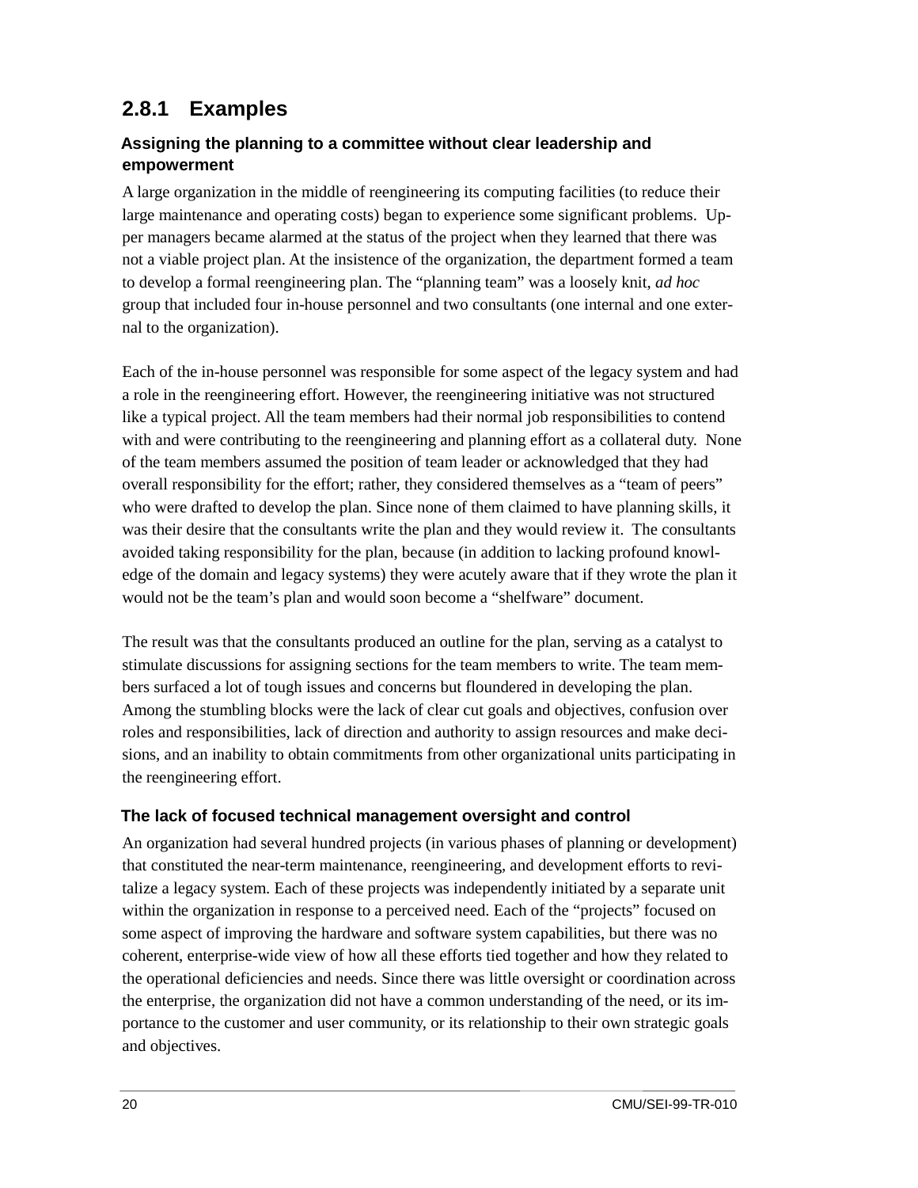### 2.8.1 Examples

#### Assigning the planning to a committee without clear leadership and empowerment

A large organization in the middle of reengineering its computing facilities (to reduce their large maintenance and operating costs) began to experience some significant problems. Upper managers became alarmed at the status of the project when they learned that there was not a viable project plan. At the insistence of the organization, the department formed a team to develop a formal reengineering plan. The "planning team" was a loosely knit, *ad hoc* group that included four in-house personnel and two consultants (one internal and one external to the organization).

Each of the in-house personnel was responsible for some aspect of the legacy system and had a role in the reengineering effort. However, the reengineering initiative was not structured like a typical project. All the team members had their normal job responsibilities to contend with and were contributing to the reengineering and planning effort as a collateral duty. None of the team members assumed the position of team leader or acknowledged that they had overall responsibility for the effort; rather, they considered themselves as a "team of peers" who were drafted to develop the plan. Since none of them claimed to have planning skills, it was their desire that the consultants write the plan and they would review it. The consultants avoided taking responsibility for the plan, because (in addition to lacking profound knowledge of the domain and legacy systems) they were acutely aware that if they wrote the plan it would not be the team's plan and would soon become a "shelfware" document.

The result was that the consultants produced an outline for the plan, serving as a catalyst to stimulate discussions for assigning sections for the team members to write. The team members surfaced a lot of tough issues and concerns but floundered in developing the plan. Among the stumbling blocks were the lack of clear cut goals and objectives, confusion over roles and responsibilities, lack of direction and authority to assign resources and make decisions, and an inability to obtain commitments from other organizational units participating in the reengineering effort.

#### The lack of focused technical management oversight and control

An organization had several hundred projects (in various phases of planning or development) that constituted the near-term maintenance, reengineering, and development efforts to revitalize a legacy system. Each of these projects was independently initiated by a separate unit within the organization in response to a perceived need. Each of the "projects" focused on some aspect of improving the hardware and software system capabilities, but there was no coherent, enterprise-wide view of how all these efforts tied together and how they related to the operational deficiencies and needs. Since there was little oversight or coordination across the enterprise, the organization did not have a common understanding of the need, or its importance to the customer and user community, or its relationship to their own strategic goals and objectives.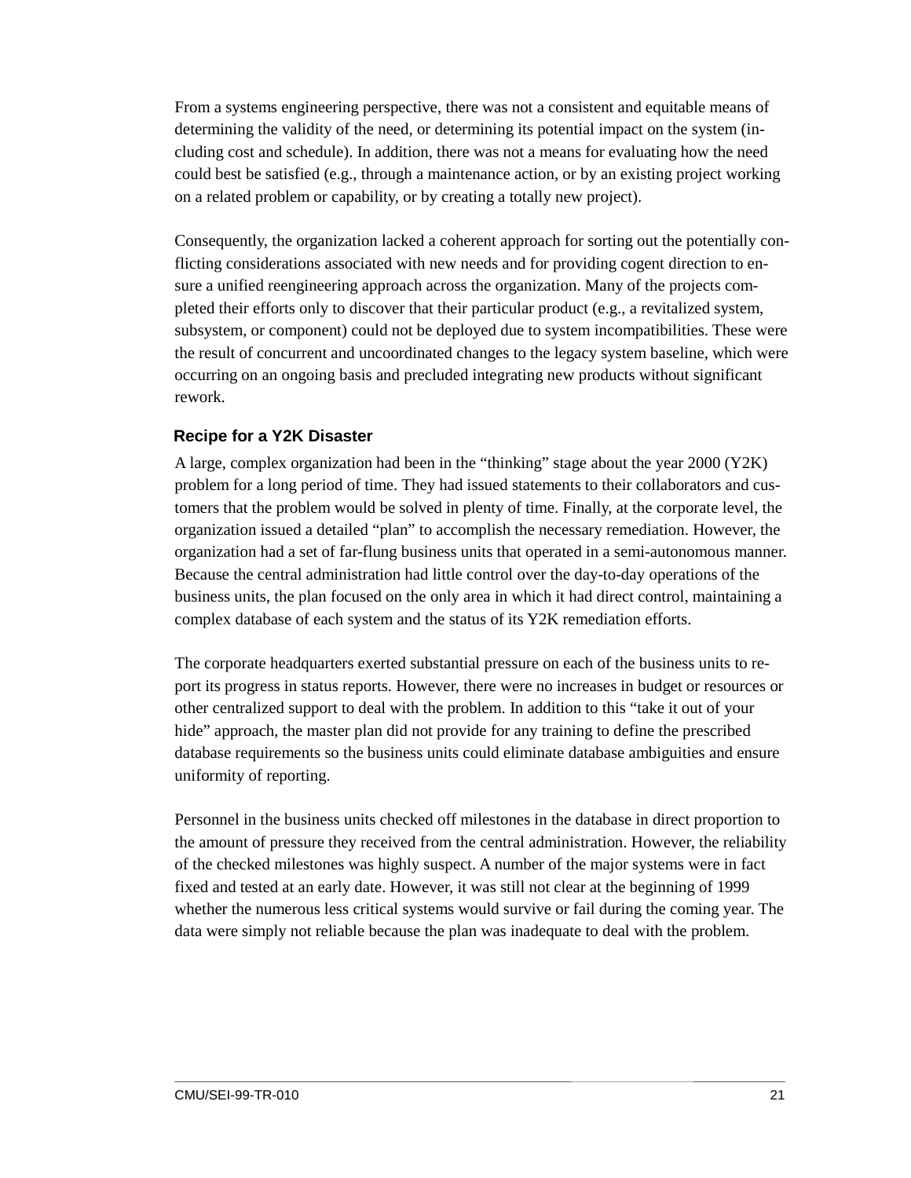From a systems engineering perspective, there was not a consistent and equitable means of determining the validity of the need, or determining its potential impact on the system (including cost and schedule). In addition, there was not a means for evaluating how the need could best be satisfied (e.g., through a maintenance action, or by an existing project working on a related problem or capability, or by creating a totally new project).

Consequently, the organization lacked a coherent approach for sorting out the potentially conflicting considerations associated with new needs and for providing cogent direction to ensure a unified reengineering approach across the organization. Many of the projects completed their efforts only to discover that their particular product (e.g., a revitalized system, subsystem, or component) could not be deployed due to system incompatibilities. These were the result of concurrent and uncoordinated changes to the legacy system baseline, which were occurring on an ongoing basis and precluded integrating new products without significant rework.

### Recipe for a Y2K Disaster

A large, complex organization had been in the “thinking” stage about the year 2000 (Y2K) problem for a long period of time. They had issued statements to their collaborators and customers that the problem would be solved in plenty of time. Finally, at the corporate level, the organization issued a detailed “plan” to accomplish the necessary remediation. However, the organization had a set of far-flung business units that operated in a semi-autonomous manner. Because the central administration had little control over the day-to-day operations of the business units, the plan focused on the only area in which it had direct control, maintaining a complex database of each system and the status of its Y2K remediation efforts.

The corporate headquarters exerted substantial pressure on each of the business units to report its progress in status reports. However, there were no increases in budget or resources or other centralized support to deal with the problem. In addition to this “take it out of your hide” approach, the master plan did not provide for any training to define the prescribed database requirements so the business units could eliminate database ambiguities and ensure uniformity of reporting.

Personnel in the business units checked off milestones in the database in direct proportion to the amount of pressure they received from the central administration. However, the reliability of the checked milestones was highly suspect. A number of the major systems were in fact fixed and tested at an early date. However, it was still not clear at the beginning of 1999 whether the numerous less critical systems would survive or fail during the coming year. The data were simply not reliable because the plan was inadequate to deal with the problem.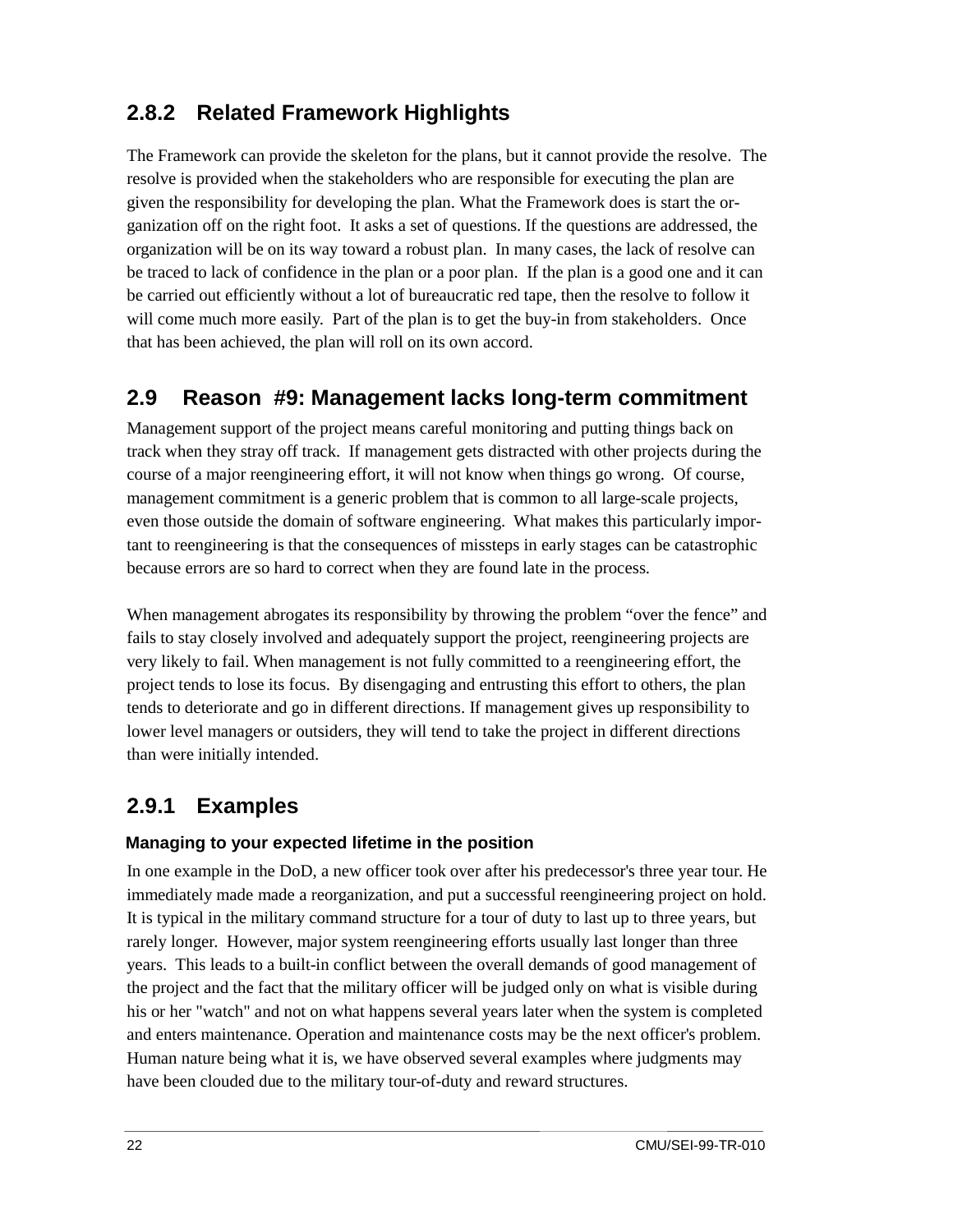### 2.8.2 Related Framework Highlights

The Framework can provide the skeleton for the plans, but it cannot provide the resolve. The resolve is provided when the stakeholders who are responsible for executing the plan are given the responsibility for developing the plan. What the Framework does is start the organization off on the right foot. It asks a set of questions. If the questions are addressed, the organization will be on its way toward a robust plan. In many cases, the lack of resolve can be traced to lack of confidence in the plan or a poor plan. If the plan is a good one and it can be carried out efficiently without a lot of bureaucratic red tape, then the resolve to follow it will come much more easily. Part of the plan is to get the buy-in from stakeholders. Once that has been achieved, the plan will roll on its own accord.

## 2.9 Reason #9: Management lacks long-term commitment

Management support of the project means careful monitoring and putting things back on track when they stray off track. If management gets distracted with other projects during the course of a major reengineering effort, it will not know when things go wrong. Of course, management commitment is a generic problem that is common to all large-scale projects, even those outside the domain of software engineering. What makes this particularly important to reengineering is that the consequences of missteps in early stages can be catastrophic because errors are so hard to correct when they are found late in the process.

When management abrogates its responsibility by throwing the problem “over the fence” and fails to stay closely involved and adequately support the project, reengineering projects are very likely to fail. When management is not fully committed to a reengineering effort, the project tends to lose its focus. By disengaging and entrusting this effort to others, the plan tends to deteriorate and go in different directions. If management gives up responsibility to lower level managers or outsiders, they will tend to take the project in different directions than were initially intended.

### 2.9.1 Examples

#### Managing to your expected lifetime in the position

In one example in the DoD, a new officer took over after his predecessor's three year tour. He immediately made made a reorganization, and put a successful reengineering project on hold. It is typical in the military command structure for a tour of duty to last up to three years, but rarely longer. However, major system reengineering efforts usually last longer than three years. This leads to a built-in conflict between the overall demands of good management of the project and the fact that the military officer will be judged only on what is visible during his or her "watch" and not on what happens several years later when the system is completed and enters maintenance. Operation and maintenance costs may be the next officer's problem. Human nature being what it is, we have observed several examples where judgments may have been clouded due to the military tour-of-duty and reward structures.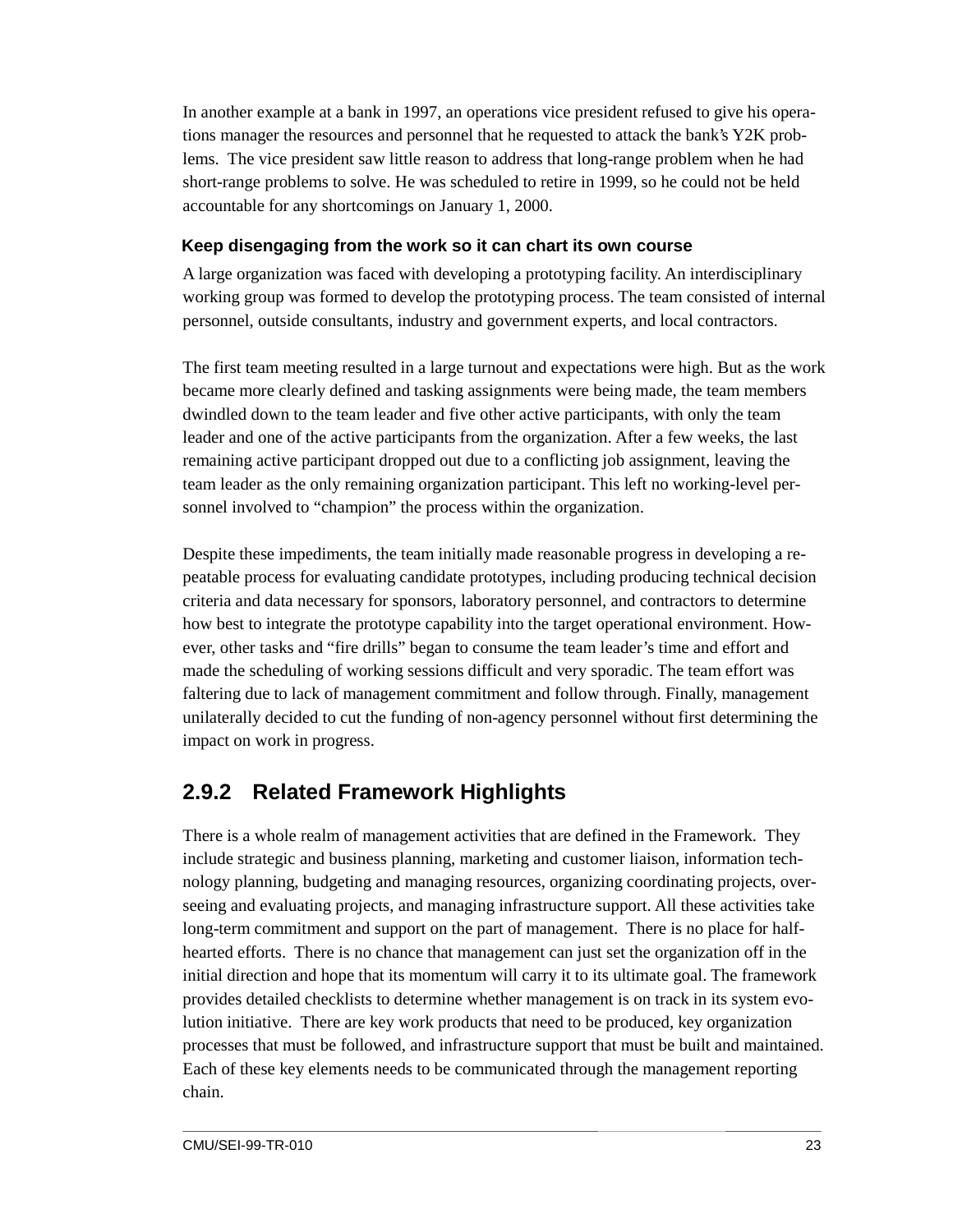In another example at a bank in 1997, an operations vice president refused to give his operations manager the resources and personnel that he requested to attack the bank's Y2K problems. The vice president saw little reason to address that long-range problem when he had short-range problems to solve. He was scheduled to retire in 1999, so he could not be held accountable for any shortcomings on January 1, 2000.

#### Keep disengaging from the work so it can chart its own course

A large organization was faced with developing a prototyping facility. An interdisciplinary working group was formed to develop the prototyping process. The team consisted of internal personnel, outside consultants, industry and government experts, and local contractors.

The first team meeting resulted in a large turnout and expectations were high. But as the work became more clearly defined and tasking assignments were being made, the team members dwindled down to the team leader and five other active participants, with only the team leader and one of the active participants from the organization. After a few weeks, the last remaining active participant dropped out due to a conflicting job assignment, leaving the team leader as the only remaining organization participant. This left no working-level personnel involved to "champion" the process within the organization.

Despite these impediments, the team initially made reasonable progress in developing a repeatable process for evaluating candidate prototypes, including producing technical decision criteria and data necessary for sponsors, laboratory personnel, and contractors to determine how best to integrate the prototype capability into the target operational environment. However, other tasks and "fire drills" began to consume the team leader's time and effort and made the scheduling of working sessions difficult and very sporadic. The team effort was faltering due to lack of management commitment and follow through. Finally, management unilaterally decided to cut the funding of non-agency personnel without first determining the impact on work in progress.

### 2.9.2 Related Framework Highlights

There is a whole realm of management activities that are defined in the Framework. They include strategic and business planning, marketing and customer liaison, information technology planning, budgeting and managing resources, organizing coordinating projects, overseeing and evaluating projects, and managing infrastructure support. All these activities take long-term commitment and support on the part of management. There is no place for half-hearted efforts. There is no chance that management can just set the organization off in the initial direction and hope that its momentum will carry it to its ultimate goal. The framework provides detailed checklists to determine whether management is on track in its system evolution initiative. There are key work products that need to be produced, key organization processes that must be followed, and infrastructure support that must be built and maintained. Each of these key elements needs to be communicated through the management reporting chain.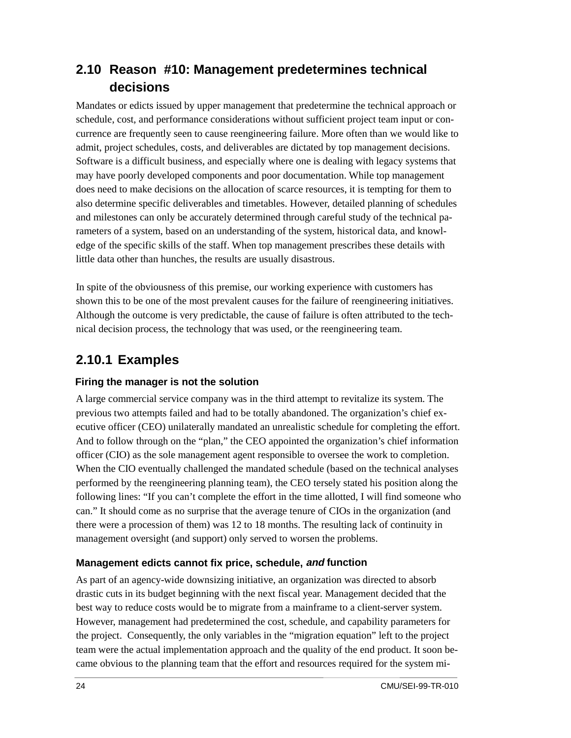## 2.10 Reason #10: Management predetermines technical decisions

Mandates or edicts issued by upper management that predetermine the technical approach or schedule, cost, and performance considerations without sufficient project team input or concurrence are frequently seen to cause reengineering failure. More often than we would like to admit, project schedules, costs, and deliverables are dictated by top management decisions. Software is a difficult business, and especially where one is dealing with legacy systems that may have poorly developed components and poor documentation. While top management does need to make decisions on the allocation of scarce resources, it is tempting for them to also determine specific deliverables and timetables. However, detailed planning of schedules and milestones can only be accurately determined through careful study of the technical parameters of a system, based on an understanding of the system, historical data, and knowledge of the specific skills of the staff. When top management prescribes these details with little data other than hunches, the results are usually disastrous.

In spite of the obviousness of this premise, our working experience with customers has shown this to be one of the most prevalent causes for the failure of reengineering initiatives. Although the outcome is very predictable, the cause of failure is often attributed to the technical decision process, the technology that was used, or the reengineering team.

### 2.10.1 Examples

#### Firing the manager is not the solution

A large commercial service company was in the third attempt to revitalize its system. The previous two attempts failed and had to be totally abandoned. The organization's chief executive officer (CEO) unilaterally mandated an unrealistic schedule for completing the effort. And to follow through on the "plan," the CEO appointed the organization's chief information officer (CIO) as the sole management agent responsible to oversee the work to completion. When the CIO eventually challenged the mandated schedule (based on the technical analyses performed by the reengineering planning team), the CEO tersely stated his position along the following lines: "If you can't complete the effort in the time allotted, I will find someone who can." It should come as no surprise that the average tenure of CIOs in the organization (and there were a procession of them) was 12 to 18 months. The resulting lack of continuity in management oversight (and support) only served to worsen the problems.

#### Management edicts cannot fix price, schedule, *and* function

As part of an agency-wide downsizing initiative, an organization was directed to absorb drastic cuts in its budget beginning with the next fiscal year. Management decided that the best way to reduce costs would be to migrate from a mainframe to a client-server system. However, management had predetermined the cost, schedule, and capability parameters for the project. Consequently, the only variables in the "migration equation" left to the project team were the actual implementation approach and the quality of the end product. It soon became obvious to the planning team that the effort and resources required for the system mi-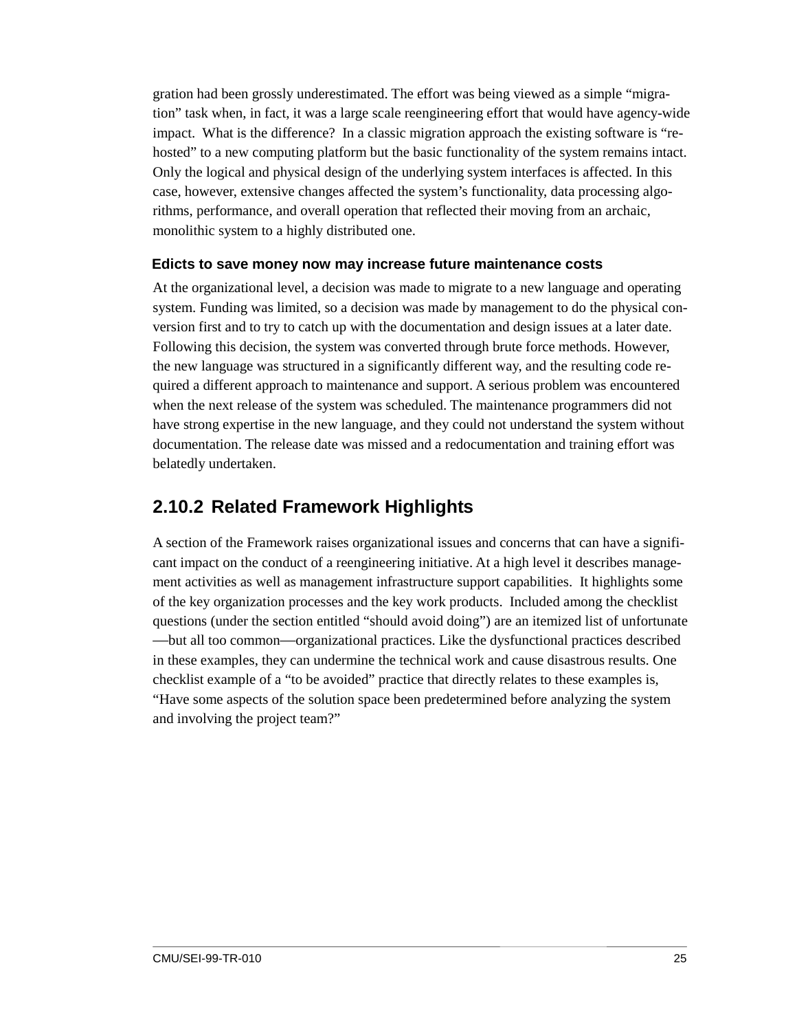gration had been grossly underestimated. The effort was being viewed as a simple "migration" task when, in fact, it was a large scale reengineering effort that would have agency-wide impact. What is the difference? In a classic migration approach the existing software is "re-hosted" to a new computing platform but the basic functionality of the system remains intact. Only the logical and physical design of the underlying system interfaces is affected. In this case, however, extensive changes affected the system's functionality, data processing algorithms, performance, and overall operation that reflected their moving from an archaic, monolithic system to a highly distributed one.

**Edicts to save money now may increase future maintenance costs**

At the organizational level, a decision was made to migrate to a new language and operating system. Funding was limited, so a decision was made by management to do the physical conversion first and to try to catch up with the documentation and design issues at a later date. Following this decision, the system was converted through brute force methods. However, the new language was structured in a significantly different way, and the resulting code required a different approach to maintenance and support. A serious problem was encountered when the next release of the system was scheduled. The maintenance programmers did not have strong expertise in the new language, and they could not understand the system without documentation. The release date was missed and a redocumentation and training effort was belatedly undertaken.

### 2.10.2 Related Framework Highlights

A section of the Framework raises organizational issues and concerns that can have a significant impact on the conduct of a reengineering initiative. At a high level it describes management activities as well as management infrastructure support capabilities. It highlights some of the key organization processes and the key work products. Included among the checklist questions (under the section entitled "should avoid doing") are an itemized list of unfortunate—but all too common—organizational practices. Like the dysfunctional practices described in these examples, they can undermine the technical work and cause disastrous results. One checklist example of a "to be avoided" practice that directly relates to these examples is, "Have some aspects of the solution space been predetermined before analyzing the system and involving the project team?"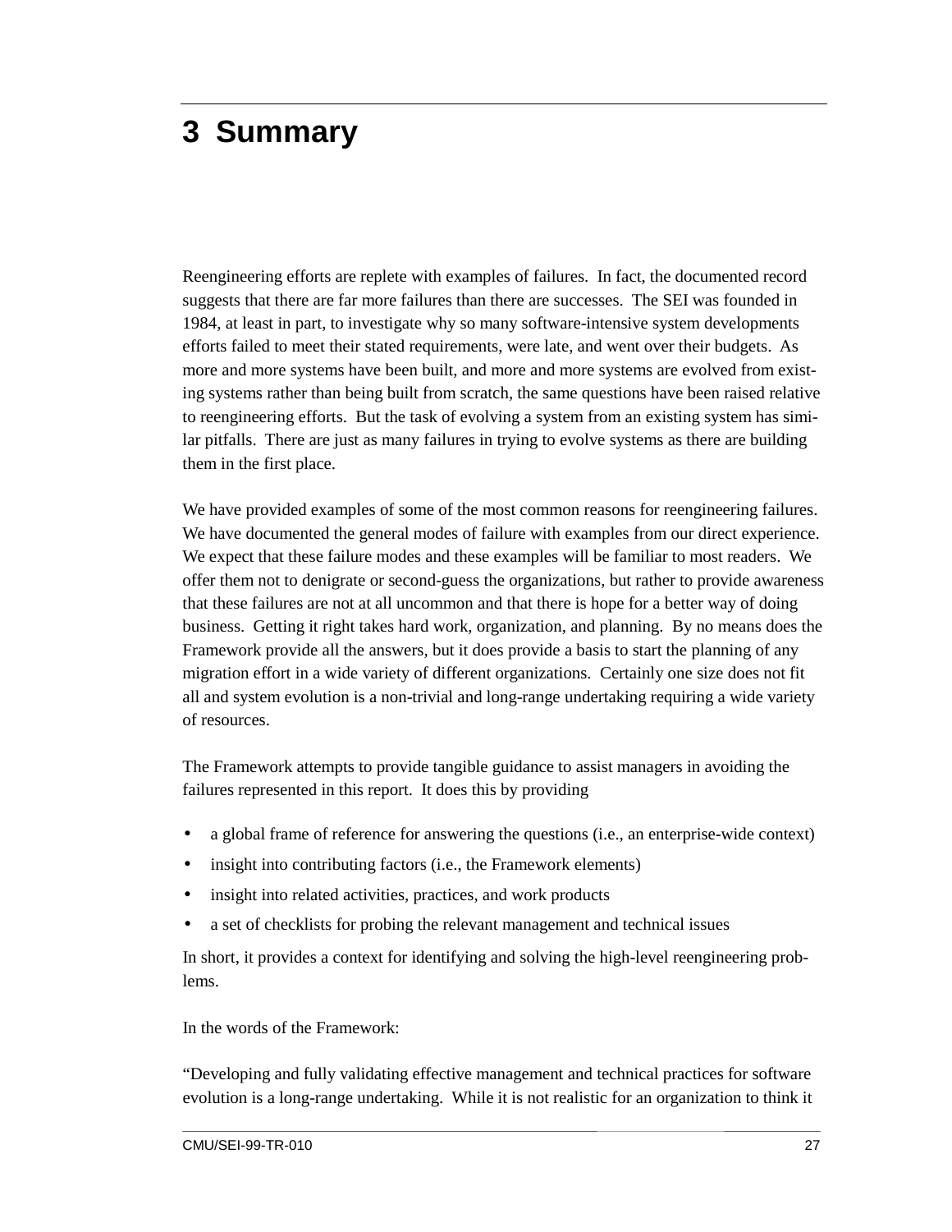# 3 Summary

Reengineering efforts are replete with examples of failures. In fact, the documented record suggests that there are far more failures than there are successes. The SEI was founded in 1984, at least in part, to investigate why so many software-intensive system developments efforts failed to meet their stated requirements, were late, and went over their budgets. As more and more systems have been built, and more and more systems are evolved from existing systems rather than being built from scratch, the same questions have been raised relative to reengineering efforts. But the task of evolving a system from an existing system has similar pitfalls. There are just as many failures in trying to evolve systems as there are building them in the first place.

We have provided examples of some of the most common reasons for reengineering failures. We have documented the general modes of failure with examples from our direct experience. We expect that these failure modes and these examples will be familiar to most readers. We offer them not to denigrate or second-guess the organizations, but rather to provide awareness that these failures are not at all uncommon and that there is hope for a better way of doing business. Getting it right takes hard work, organization, and planning. By no means does the Framework provide all the answers, but it does provide a basis to start the planning of any migration effort in a wide variety of different organizations. Certainly one size does not fit all and system evolution is a non-trivial and long-range undertaking requiring a wide variety of resources.

The Framework attempts to provide tangible guidance to assist managers in avoiding the failures represented in this report. It does this by providing

- a global frame of reference for answering the questions (i.e., an enterprise-wide context)
- insight into contributing factors (i.e., the Framework elements)
- insight into related activities, practices, and work products
- a set of checklists for probing the relevant management and technical issues

In short, it provides a context for identifying and solving the high-level reengineering problems.

In the words of the Framework:

"Developing and fully validating effective management and technical practices for software evolution is a long-range undertaking. While it is not realistic for an organization to think it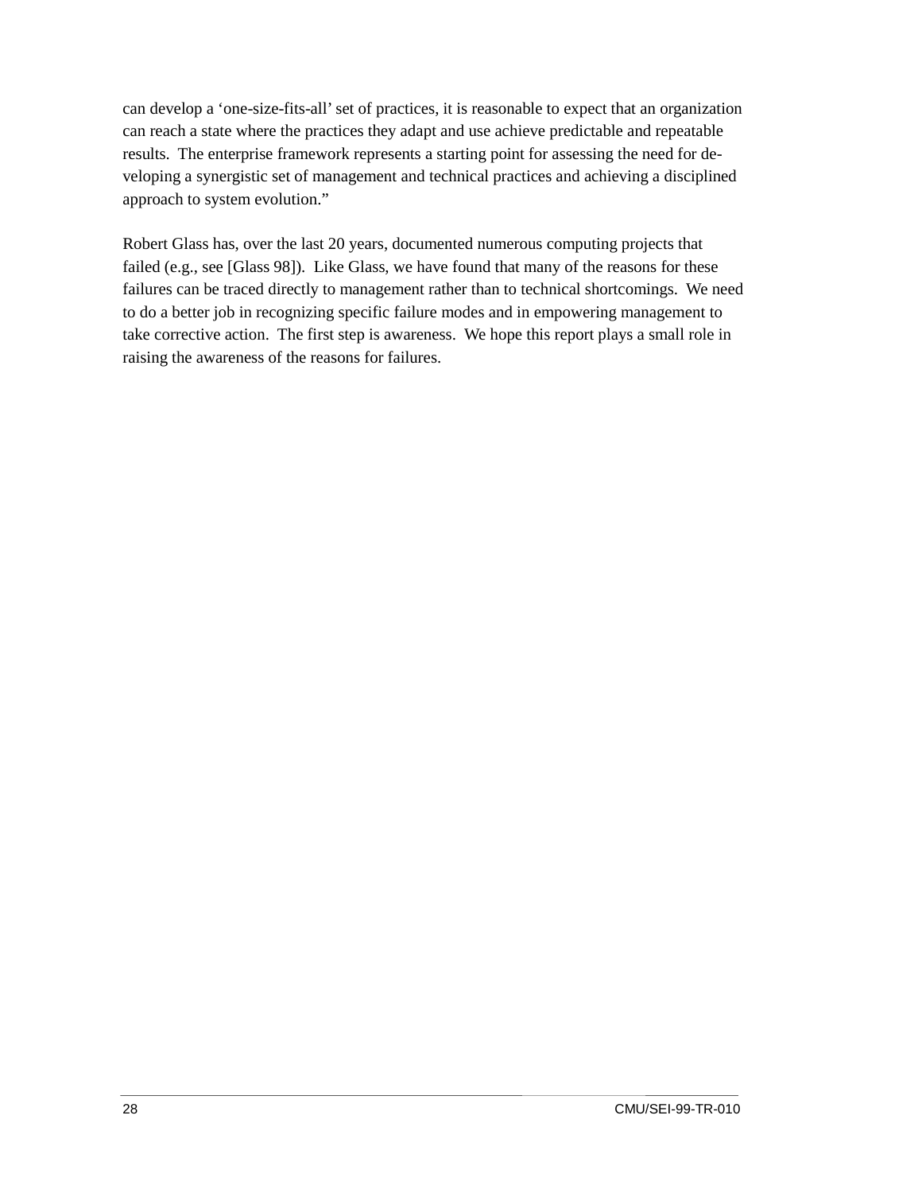can develop a 'one-size-fits-all' set of practices, it is reasonable to expect that an organization can reach a state where the practices they adapt and use achieve predictable and repeatable results. The enterprise framework represents a starting point for assessing the need for developing a synergistic set of management and technical practices and achieving a disciplined approach to system evolution."

Robert Glass has, over the last 20 years, documented numerous computing projects that failed (e.g., see [Glass 98]). Like Glass, we have found that many of the reasons for these failures can be traced directly to management rather than to technical shortcomings. We need to do a better job in recognizing specific failure modes and in empowering management to take corrective action. The first step is awareness. We hope this report plays a small role in raising the awareness of the reasons for failures.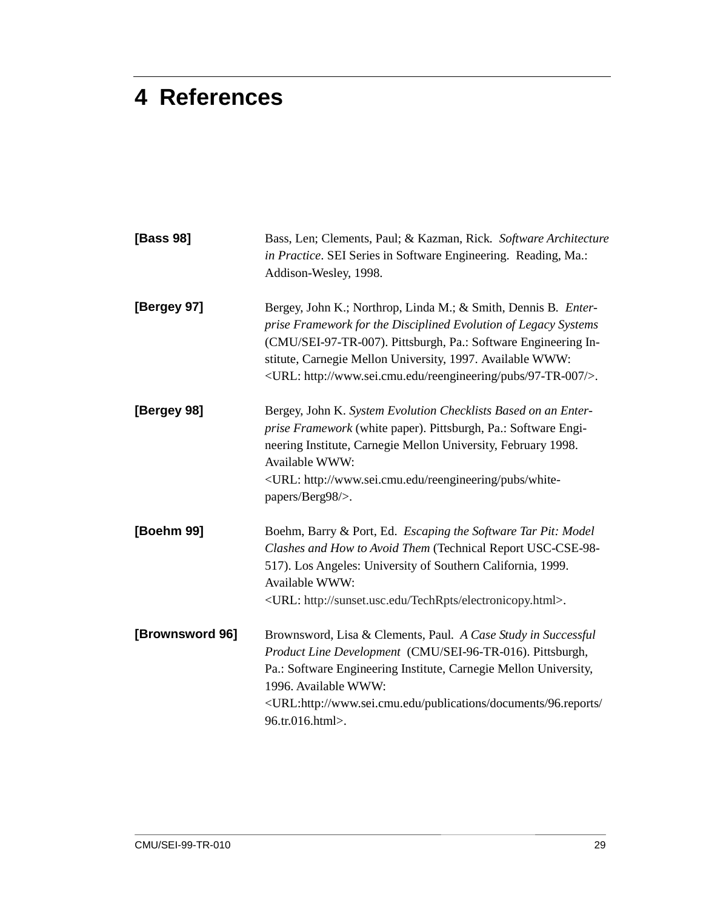# 4 References

**[Bass 98]** Bass, Len; Clements, Paul; & Kazman, Rick. *Software Architecture in Practice*. SEI Series in Software Engineering. Reading, Ma.: Addison-Wesley, 1998.

**[Bergey 97]** Bergey, John K.; Northrop, Linda M.; & Smith, Dennis B. *Enterprise Framework for the Disciplined Evolution of Legacy Systems* (CMU/SEI-97-TR-007). Pittsburgh, Pa.: Software Engineering Institute, Carnegie Mellon University, 1997. Available WWW: <URL: http://www.sei.cmu.edu/reengineering/pubs/97-TR-007/>.

**[Bergey 98]** Bergey, John K. *System Evolution Checklists Based on an Enterprise Framework* (white paper). Pittsburgh, Pa.: Software Engineering Institute, Carnegie Mellon University, February 1998. Available WWW: <URL: http://www.sei.cmu.edu/reengineering/pubs/white-papers/Berg98/>.

**[Boehm 99]** Boehm, Barry & Port, Ed. *Escaping the Software Tar Pit: Model Clashes and How to Avoid Them* (Technical Report USC-CSE-98-517). Los Angeles: University of Southern California, 1999. Available WWW: <URL: http://sunset.usc.edu/TechRpts/electronicopy.html>.

**[Brownsword 96]** Brownsword, Lisa & Clements, Paul. *A Case Study in Successful Product Line Development* (CMU/SEI-96-TR-016). Pittsburgh, Pa.: Software Engineering Institute, Carnegie Mellon University, 1996. Available WWW: <URL:http://www.sei.cmu.edu/publications/documents/96.reports/96.tr.016.html>.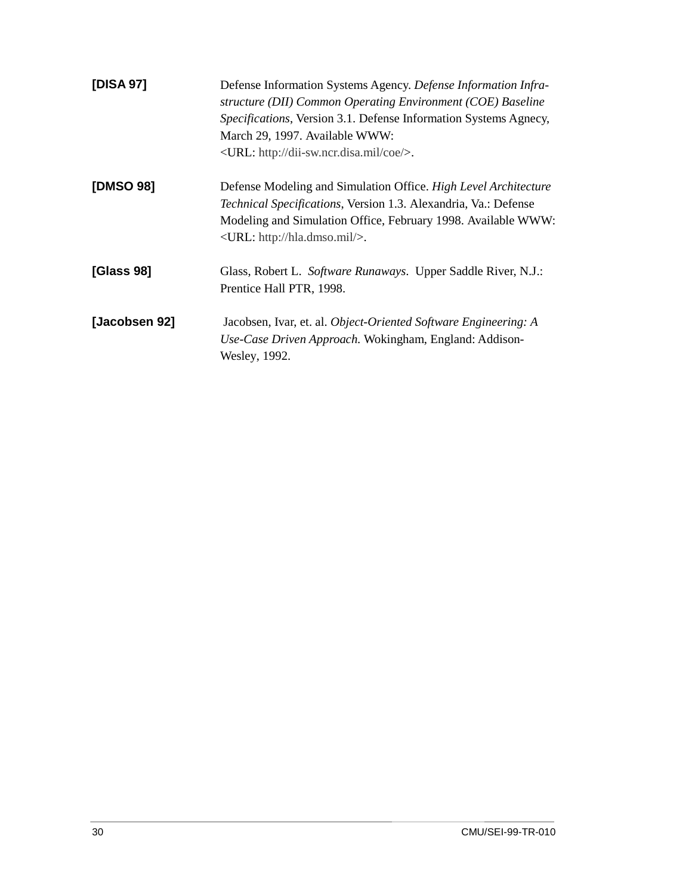**[DISA 97]** Defense Information Systems Agency. *Defense Information Infrastructure (DII) Common Operating Environment (COE) Baseline Specifications*, Version 3.1. Defense Information Systems Agnecy, March 29, 1997. Available WWW: <URL: http://dii-sw.ncr.disa.mil/coe/>.

**[DMSO 98]** Defense Modeling and Simulation Office. *High Level Architecture Technical Specifications*, Version 1.3. Alexandria, Va.: Defense Modeling and Simulation Office, February 1998. Available WWW: <URL: http://hla.dmso.mil/>.

**[Glass 98]** Glass, Robert L. *Software Runaways*. Upper Saddle River, N.J.: Prentice Hall PTR, 1998.

**[Jacobsen 92]** Jacobsen, Ivar, et. al. *Object-Oriented Software Engineering: A Use-Case Driven Approach*. Wokingham, England: Addison-Wesley, 1992.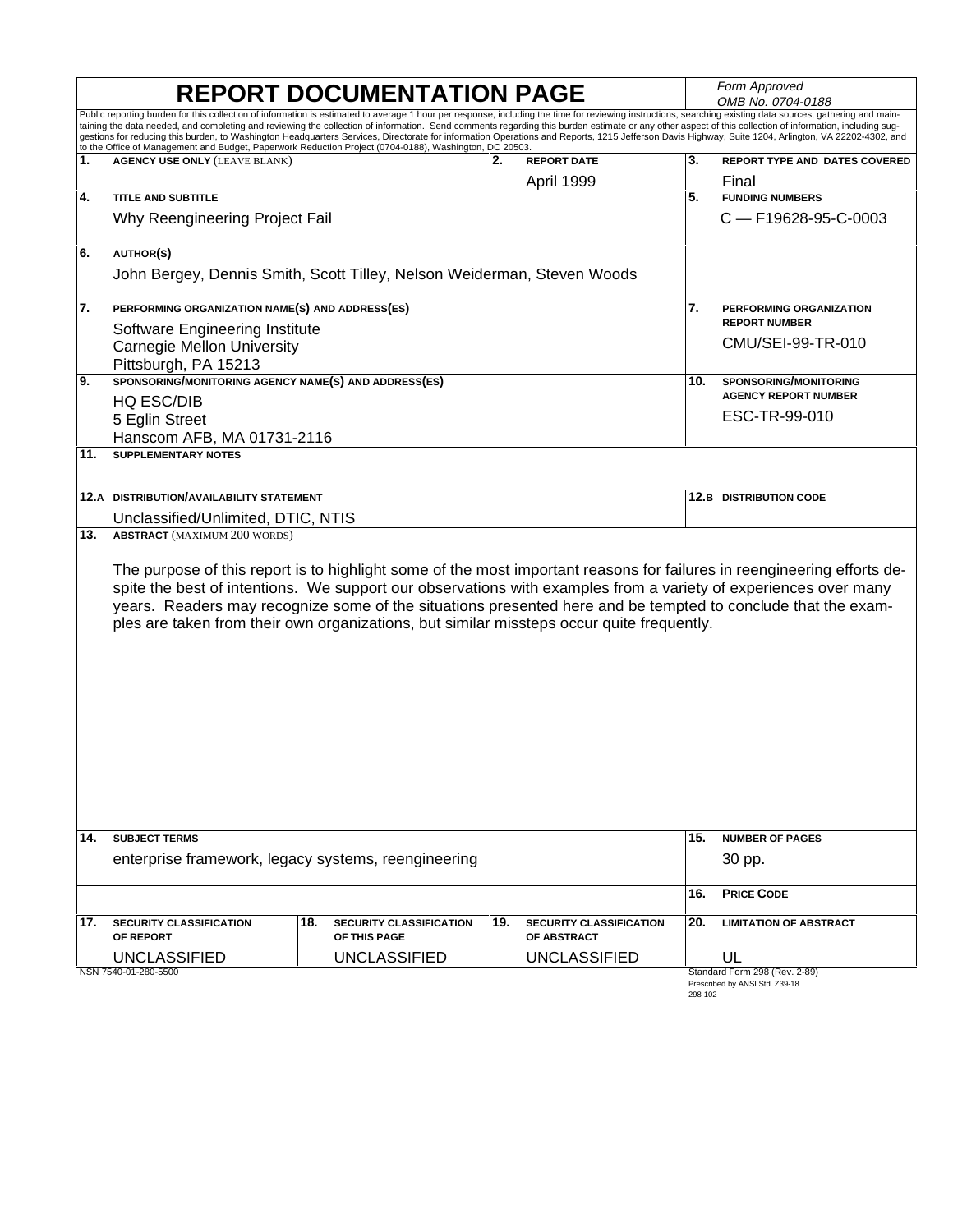# REPORT DOCUMENTATION PAGE

*Form Approved*
*OMB No. 0704-0188*

Public reporting burden for this collection of information is estimated to average 1 hour per response, including the time for reviewing instructions, searching existing data sources, gathering and maintaining the data needed, and completing and reviewing the collection of information. Send comments regarding this burden estimate or any other aspect of this collection of information, including suggestions for reducing this burden, to Washington Headquarters Services, Directorate for information Operations and Reports, 1215 Jefferson Davis Highway, Suite 1204, Arlington, VA 22202-4302, and to the Office of Management and Budget, Paperwork Reduction Project (0704-0188), Washington, DC 20503.

| | | | |
|---|---|---|---|
| **1. AGENCY USE ONLY** (LEAVE BLANK) | | **2. REPORT DATE**<br>April 1999 | **3. REPORT TYPE AND DATES COVERED**<br>Final |
| **4. TITLE AND SUBTITLE**<br>Why Reengineering Project Fail | | | **5. FUNDING NUMBERS**<br>C — F19628-95-C-0003 |
| **6. AUTHOR(S)**<br>John Bergey, Dennis Smith, Scott Tilley, Nelson Weiderman, Steven Woods | | | |
| **7. PERFORMING ORGANIZATION NAME(S) AND ADDRESS(ES)**<br>Software Engineering Institute<br>Carnegie Mellon University<br>Pittsburgh, PA 15213 | | | **7. PERFORMING ORGANIZATION REPORT NUMBER**<br>CMU/SEI-99-TR-010 |
| **9. SPONSORING/MONITORING AGENCY NAME(S) AND ADDRESS(ES)**<br>HQ ESC/DIB<br>5 Eglin Street<br>Hanscom AFB, MA 01731-2116 | | | **10. SPONSORING/MONITORING AGENCY REPORT NUMBER**<br>ESC-TR-99-010 |
| **11. SUPPLEMENTARY NOTES** | | | |
| **12.A DISTRIBUTION/AVAILABILITY STATEMENT**<br>Unclassified/Unlimited, DTIC, NTIS | | | **12.B DISTRIBUTION CODE** |

**13. ABSTRACT** (MAXIMUM 200 WORDS)

The purpose of this report is to highlight some of the most important reasons for failures in reengineering efforts despite the best of intentions. We support our observations with examples from a variety of experiences over many years. Readers may recognize some of the situations presented here and be tempted to conclude that the examples are taken from their own organizations, but similar missteps occur quite frequently.

| | | | |
|---|---|---|---|
| **14. SUBJECT TERMS**<br>enterprise framework, legacy systems, reengineering | | | **15. NUMBER OF PAGES**<br>30 pp. |
| | | | **16. PRICE CODE** |
| **17. SECURITY CLASSIFICATION OF REPORT**<br>UNCLASSIFIED | **18. SECURITY CLASSIFICATION OF THIS PAGE**<br>UNCLASSIFIED | **19. SECURITY CLASSIFICATION OF ABSTRACT**<br>UNCLASSIFIED | **20. LIMITATION OF ABSTRACT**<br>UL |

NSN 7540-01-280-5500

Standard Form 298 (Rev. 2-89)
Prescribed by ANSI Std. Z39-18
298-102